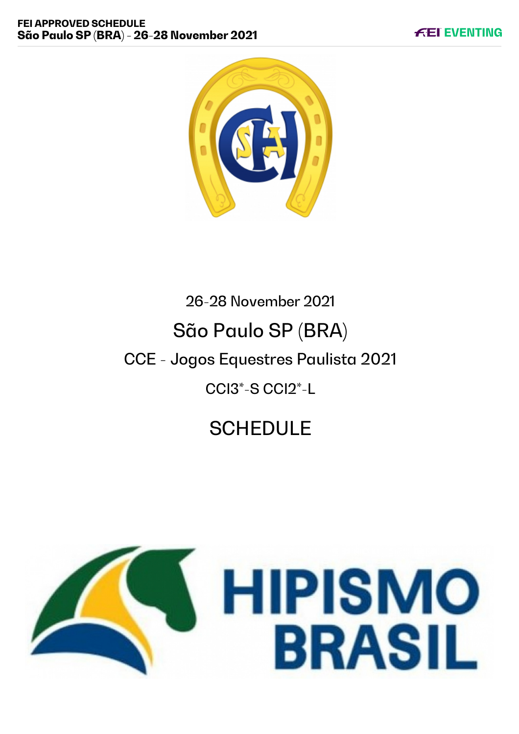26-28 November 2021

# São Paulo SP (BRA)

## CCE - Jogos Equestres Paulista 2021

CCI3*-S CCI2*-L

# SCHEDULE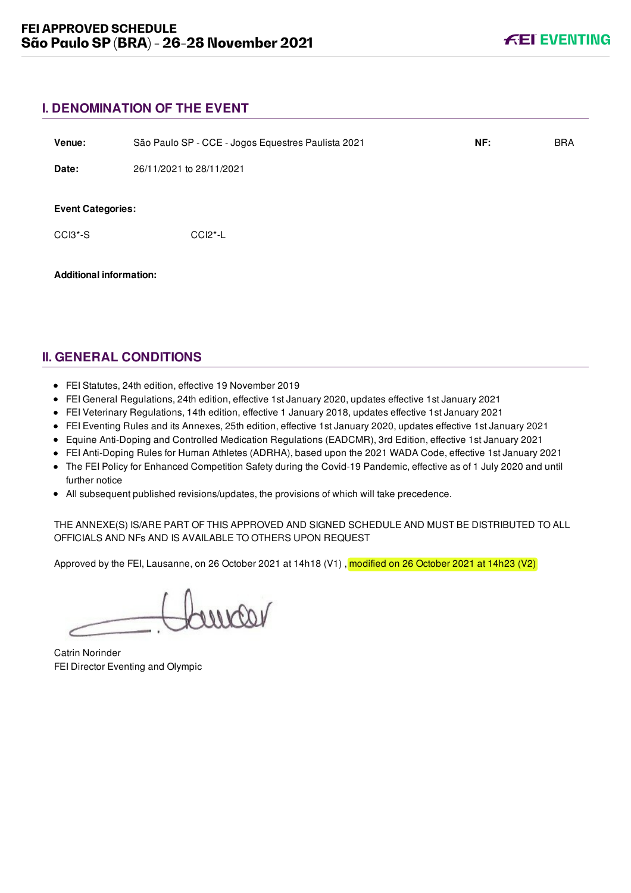## I. DENOMINATION OF THE EVENT

| | | | |
|---|---|---|---|
| **Venue:** | São Paulo SP - CCE - Jogos Equestres Paulista 2021 | **NF:** | BRA |
| **Date:** | 26/11/2021 to 28/11/2021 | | |

**Event Categories:**

CCI3*-S CCI2*-L

**Additional information:**

## II. GENERAL CONDITIONS

- FEI Statutes, 24th edition, effective 19 November 2019
- FEI General Regulations, 24th edition, effective 1st January 2020, updates effective 1st January 2021
- FEI Veterinary Regulations, 14th edition, effective 1 January 2018, updates effective 1st January 2021
- FEI Eventing Rules and its Annexes, 25th edition, effective 1st January 2020, updates effective 1st January 2021
- Equine Anti-Doping and Controlled Medication Regulations (EADCMR), 3rd Edition, effective 1st January 2021
- FEI Anti-Doping Rules for Human Athletes (ADRHA), based upon the 2021 WADA Code, effective 1st January 2021
- The FEI Policy for Enhanced Competition Safety during the Covid-19 Pandemic, effective as of 1 July 2020 and until further notice
- All subsequent published revisions/updates, the provisions of which will take precedence.

THE ANNEXE(S) IS/ARE PART OF THIS APPROVED AND SIGNED SCHEDULE AND MUST BE DISTRIBUTED TO ALL OFFICIALS AND NFs AND IS AVAILABLE TO OTHERS UPON REQUEST

Approved by the FEI, Lausanne, on 26 October 2021 at 14h18 (V1) , modified on 26 October 2021 at 14h23 (V2)

Catrin Norinder
FEI Director Eventing and Olympic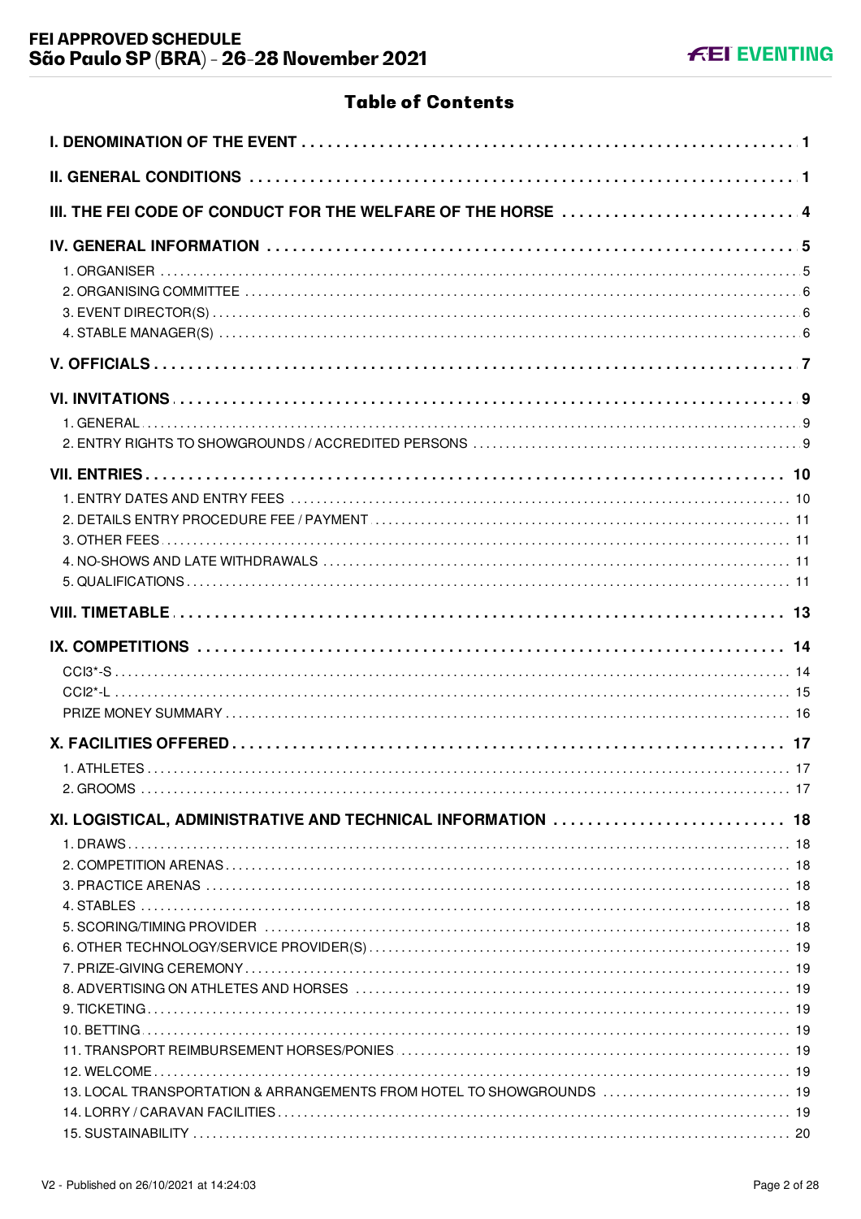# Table of Contents

**I. DENOMINATION OF THE EVENT** ..... 1

**II. GENERAL CONDITIONS** ..... 1

**III. THE FEI CODE OF CONDUCT FOR THE WELFARE OF THE HORSE** ..... 4

**IV. GENERAL INFORMATION** ..... 5

- 1. ORGANISER ..... 5
- 2. ORGANISING COMMITTEE ..... 6
- 3. EVENT DIRECTOR(S) ..... 6
- 4. STABLE MANAGER(S) ..... 6

**V. OFFICIALS** ..... 7

**VI. INVITATIONS** ..... 9

- 1. GENERAL ..... 9
- 2. ENTRY RIGHTS TO SHOWGROUNDS / ACCREDITED PERSONS ..... 9

**VII. ENTRIES** ..... 10

- 1. ENTRY DATES AND ENTRY FEES ..... 10
- 2. DETAILS ENTRY PROCEDURE FEE / PAYMENT ..... 11
- 3. OTHER FEES ..... 11
- 4. NO-SHOWS AND LATE WITHDRAWALS ..... 11
- 5. QUALIFICATIONS ..... 11

**VIII. TIMETABLE** ..... 13

**IX. COMPETITIONS** ..... 14

- CCI3*-S ..... 14
- CCI2*-L ..... 15
- PRIZE MONEY SUMMARY ..... 16

**X. FACILITIES OFFERED** ..... 17

- 1. ATHLETES ..... 17
- 2. GROOMS ..... 17

**XI. LOGISTICAL, ADMINISTRATIVE AND TECHNICAL INFORMATION** ..... 18

- 1. DRAWS ..... 18
- 2. COMPETITION ARENAS ..... 18
- 3. PRACTICE ARENAS ..... 18
- 4. STABLES ..... 18
- 5. SCORING/TIMING PROVIDER ..... 18
- 6. OTHER TECHNOLOGY/SERVICE PROVIDER(S) ..... 19
- 7. PRIZE-GIVING CEREMONY ..... 19
- 8. ADVERTISING ON ATHLETES AND HORSES ..... 19
- 9. TICKETING ..... 19
- 10. BETTING ..... 19
- 11. TRANSPORT REIMBURSEMENT HORSES/PONIES ..... 19
- 12. WELCOME ..... 19
- 13. LOCAL TRANSPORTATION & ARRANGEMENTS FROM HOTEL TO SHOWGROUNDS ..... 19
- 14. LORRY / CARAVAN FACILITIES ..... 19
- 15. SUSTAINABILITY ..... 20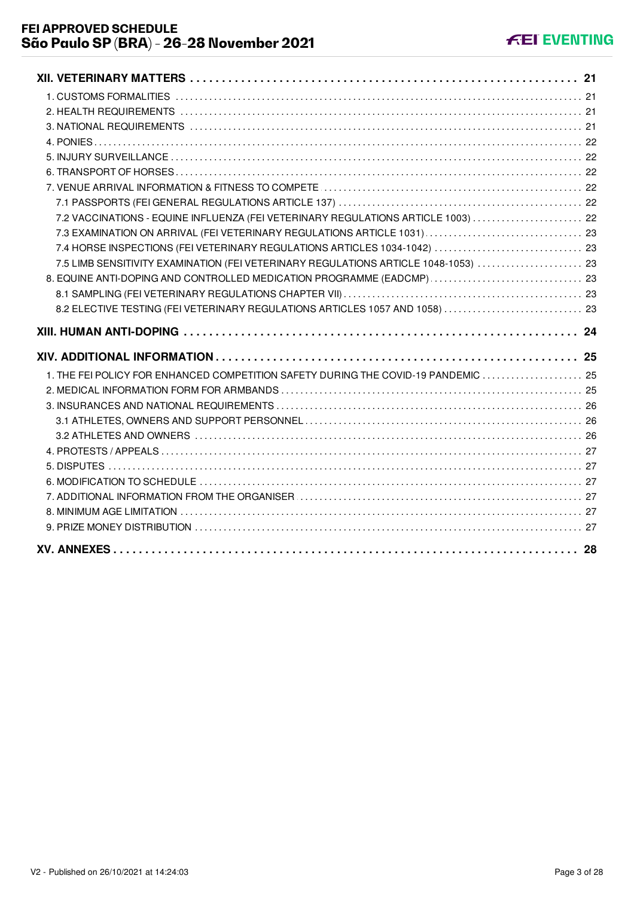| | |
|---|---|
| **XII. VETERINARY MATTERS** | **21** |
| 1. CUSTOMS FORMALITIES | 21 |
| 2. HEALTH REQUIREMENTS | 21 |
| 3. NATIONAL REQUIREMENTS | 21 |
| 4. PONIES | 22 |
| 5. INJURY SURVEILLANCE | 22 |
| 6. TRANSPORT OF HORSES | 22 |
| 7. VENUE ARRIVAL INFORMATION & FITNESS TO COMPETE | 22 |
| 7.1 PASSPORTS (FEI GENERAL REGULATIONS ARTICLE 137) | 22 |
| 7.2 VACCINATIONS - EQUINE INFLUENZA (FEI VETERINARY REGULATIONS ARTICLE 1003) | 22 |
| 7.3 EXAMINATION ON ARRIVAL (FEI VETERINARY REGULATIONS ARTICLE 1031) | 23 |
| 7.4 HORSE INSPECTIONS (FEI VETERINARY REGULATIONS ARTICLES 1034-1042) | 23 |
| 7.5 LIMB SENSITIVITY EXAMINATION (FEI VETERINARY REGULATIONS ARTICLE 1048-1053) | 23 |
| 8. EQUINE ANTI-DOPING AND CONTROLLED MEDICATION PROGRAMME (EADCMP) | 23 |
| 8.1 SAMPLING (FEI VETERINARY REGULATIONS CHAPTER VII) | 23 |
| 8.2 ELECTIVE TESTING (FEI VETERINARY REGULATIONS ARTICLES 1057 AND 1058) | 23 |
| **XIII. HUMAN ANTI-DOPING** | **24** |
| **XIV. ADDITIONAL INFORMATION** | **25** |
| 1. THE FEI POLICY FOR ENHANCED COMPETITION SAFETY DURING THE COVID-19 PANDEMIC | 25 |
| 2. MEDICAL INFORMATION FORM FOR ARMBANDS | 25 |
| 3. INSURANCES AND NATIONAL REQUIREMENTS | 26 |
| 3.1 ATHLETES, OWNERS AND SUPPORT PERSONNEL | 26 |
| 3.2 ATHLETES AND OWNERS | 26 |
| 4. PROTESTS / APPEALS | 27 |
| 5. DISPUTES | 27 |
| 6. MODIFICATION TO SCHEDULE | 27 |
| 7. ADDITIONAL INFORMATION FROM THE ORGANISER | 27 |
| 8. MINIMUM AGE LIMITATION | 27 |
| 9. PRIZE MONEY DISTRIBUTION | 27 |
| **XV. ANNEXES** | **28** |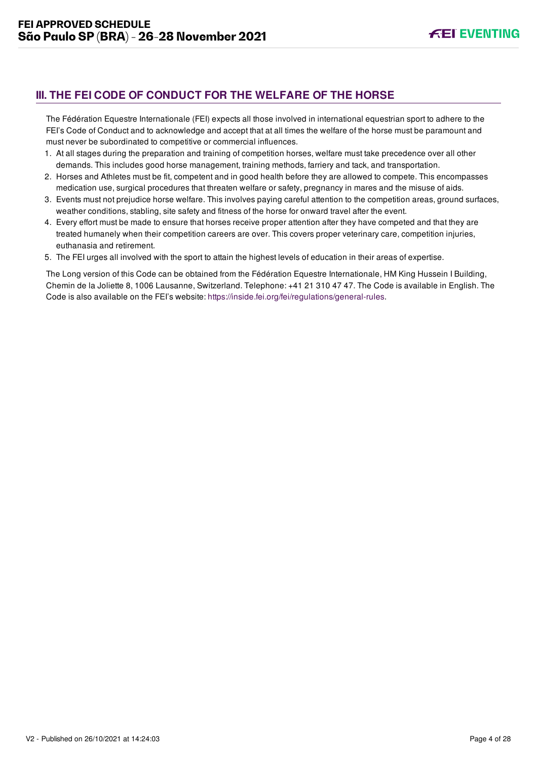## III. THE FEI CODE OF CONDUCT FOR THE WELFARE OF THE HORSE

The Fédération Equestre Internationale (FEI) expects all those involved in international equestrian sport to adhere to the FEI's Code of Conduct and to acknowledge and accept that at all times the welfare of the horse must be paramount and must never be subordinated to competitive or commercial influences.

1. At all stages during the preparation and training of competition horses, welfare must take precedence over all other demands. This includes good horse management, training methods, farriery and tack, and transportation.
2. Horses and Athletes must be fit, competent and in good health before they are allowed to compete. This encompasses medication use, surgical procedures that threaten welfare or safety, pregnancy in mares and the misuse of aids.
3. Events must not prejudice horse welfare. This involves paying careful attention to the competition areas, ground surfaces, weather conditions, stabling, site safety and fitness of the horse for onward travel after the event.
4. Every effort must be made to ensure that horses receive proper attention after they have competed and that they are treated humanely when their competition careers are over. This covers proper veterinary care, competition injuries, euthanasia and retirement.
5. The FEI urges all involved with the sport to attain the highest levels of education in their areas of expertise.

The Long version of this Code can be obtained from the Fédération Equestre Internationale, HM King Hussein I Building, Chemin de la Joliette 8, 1006 Lausanne, Switzerland. Telephone: +41 21 310 47 47. The Code is available in English. The Code is also available on the FEI's website: https://inside.fei.org/fei/regulations/general-rules.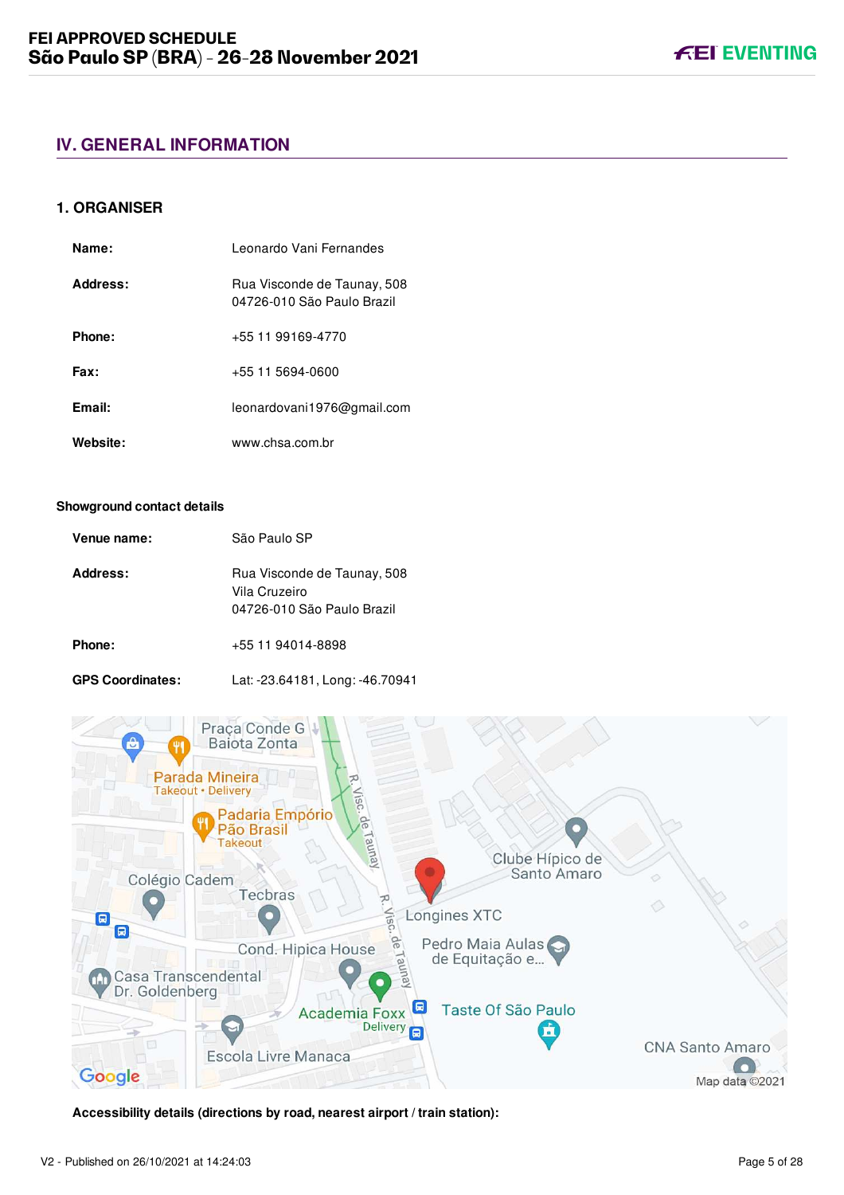## IV. GENERAL INFORMATION

### 1. ORGANISER

| | |
|---|---|
| **Name:** | Leonardo Vani Fernandes |
| **Address:** | Rua Visconde de Taunay, 508<br>04726-010 São Paulo Brazil |
| **Phone:** | +55 11 99169-4770 |
| **Fax:** | +55 11 5694-0600 |
| **Email:** | leonardovani1976@gmail.com |
| **Website:** | www.chsa.com.br |

#### Showground contact details

| | |
|---|---|
| **Venue name:** | São Paulo SP |
| **Address:** | Rua Visconde de Taunay, 508<br>Vila Cruzeiro<br>04726-010 São Paulo Brazil |
| **Phone:** | +55 11 94014-8898 |
| **GPS Coordinates:** | Lat: -23.64181, Long: -46.70941 |

**Accessibility details (directions by road, nearest airport / train station):**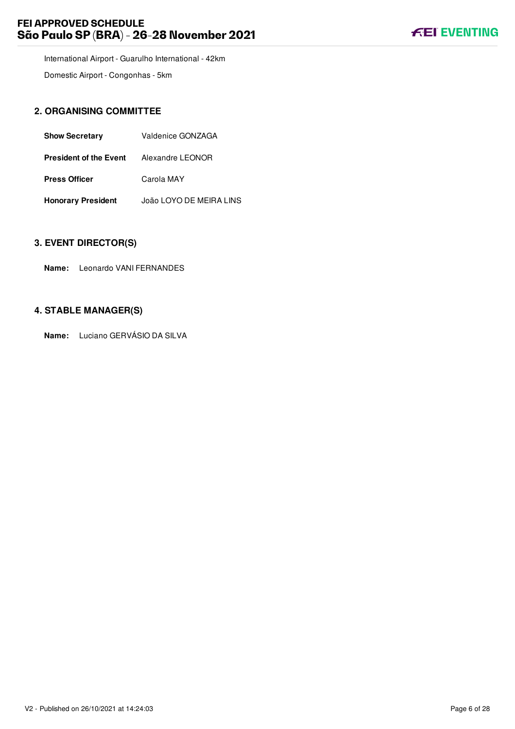International Airport - Guarulho International - 42km

Domestic Airport - Congonhas - 5km

## 2. ORGANISING COMMITTEE

| | |
|---|---|
| **Show Secretary** | Valdenice GONZAGA |
| **President of the Event** | Alexandre LEONOR |
| **Press Officer** | Carola MAY |
| **Honorary President** | João LOYO DE MEIRA LINS |

## 3. EVENT DIRECTOR(S)

**Name:** Leonardo VANI FERNANDES

## 4. STABLE MANAGER(S)

**Name:** Luciano GERVÁSIO DA SILVA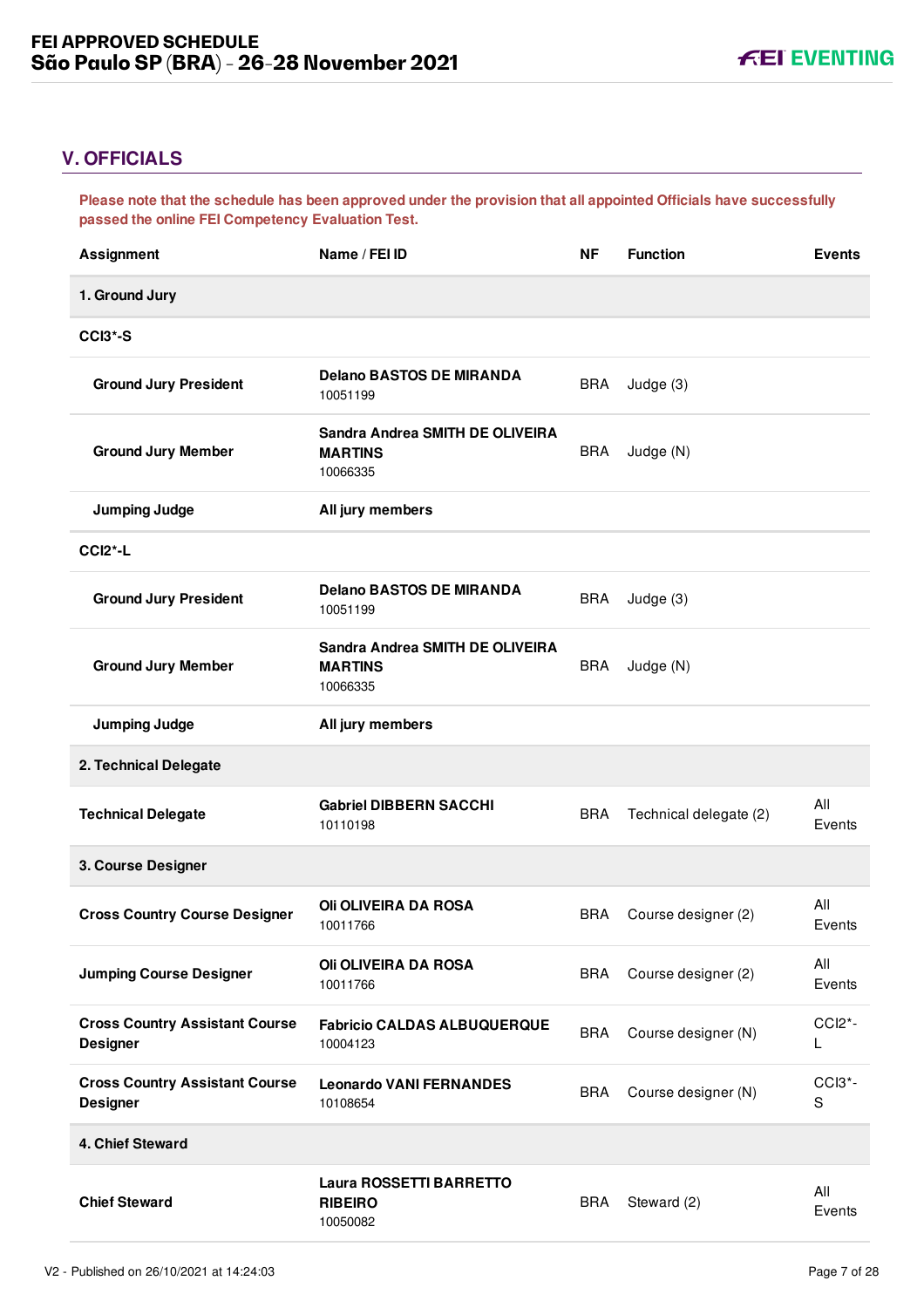## V. OFFICIALS

**Please note that the schedule has been approved under the provision that all appointed Officials have successfully passed the online FEI Competency Evaluation Test.**

| Assignment | Name / FEI ID | NF | Function | Events |
|---|---|---|---|---|
| **1. Ground Jury** | | | | |
| **CCI3*-S** | | | | |
| **Ground Jury President** | **Delano BASTOS DE MIRANDA** 10051199 | BRA | Judge (3) | |
| **Ground Jury Member** | **Sandra Andrea SMITH DE OLIVEIRA MARTINS** 10066335 | BRA | Judge (N) | |
| **Jumping Judge** | **All jury members** | | | |
| **CCI2*-L** | | | | |
| **Ground Jury President** | **Delano BASTOS DE MIRANDA** 10051199 | BRA | Judge (3) | |
| **Ground Jury Member** | **Sandra Andrea SMITH DE OLIVEIRA MARTINS** 10066335 | BRA | Judge (N) | |
| **Jumping Judge** | **All jury members** | | | |
| **2. Technical Delegate** | | | | |
| **Technical Delegate** | **Gabriel DIBBERN SACCHI** 10110198 | BRA | Technical delegate (2) | All Events |
| **3. Course Designer** | | | | |
| **Cross Country Course Designer** | **Oli OLIVEIRA DA ROSA** 10011766 | BRA | Course designer (2) | All Events |
| **Jumping Course Designer** | **Oli OLIVEIRA DA ROSA** 10011766 | BRA | Course designer (2) | All Events |
| **Cross Country Assistant Course Designer** | **Fabricio CALDAS ALBUQUERQUE** 10004123 | BRA | Course designer (N) | CCI2*-L |
| **Cross Country Assistant Course Designer** | **Leonardo VANI FERNANDES** 10108654 | BRA | Course designer (N) | CCI3*-S |
| **4. Chief Steward** | | | | |
| **Chief Steward** | **Laura ROSSETTI BARRETTO RIBEIRO** 10050082 | BRA | Steward (2) | All Events |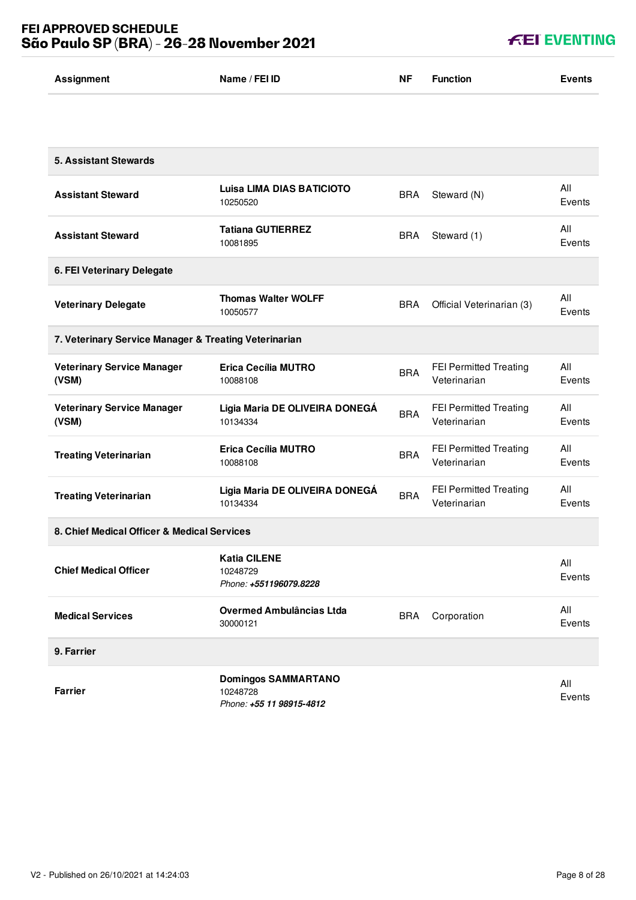| Assignment | Name / FEI ID | NF | Function | Events |
|---|---|---|---|---|
| **5. Assistant Stewards** | | | | |
| **Assistant Steward** | **Luisa LIMA DIAS BATICIOTO** 10250520 | BRA | Steward (N) | All Events |
| **Assistant Steward** | **Tatiana GUTIERREZ** 10081895 | BRA | Steward (1) | All Events |
| **6. FEI Veterinary Delegate** | | | | |
| **Veterinary Delegate** | **Thomas Walter WOLFF** 10050577 | BRA | Official Veterinarian (3) | All Events |
| **7. Veterinary Service Manager & Treating Veterinarian** | | | | |
| **Veterinary Service Manager (VSM)** | **Erica Cecília MUTRO** 10088108 | BRA | FEI Permitted Treating Veterinarian | All Events |
| **Veterinary Service Manager (VSM)** | **Ligia Maria DE OLIVEIRA DONEGÁ** 10134334 | BRA | FEI Permitted Treating Veterinarian | All Events |
| **Treating Veterinarian** | **Erica Cecília MUTRO** 10088108 | BRA | FEI Permitted Treating Veterinarian | All Events |
| **Treating Veterinarian** | **Ligia Maria DE OLIVEIRA DONEGÁ** 10134334 | BRA | FEI Permitted Treating Veterinarian | All Events |
| **8. Chief Medical Officer & Medical Services** | | | | |
| **Chief Medical Officer** | **Katia CILENE** 10248729 *Phone: **+551196079.8228*** | | | All Events |
| **Medical Services** | **Overmed Ambulâncias Ltda** 30000121 | BRA | Corporation | All Events |
| **9. Farrier** | | | | |
| **Farrier** | **Domingos SAMMARTANO** 10248728 *Phone: **+55 11 98915-4812*** | | | All Events |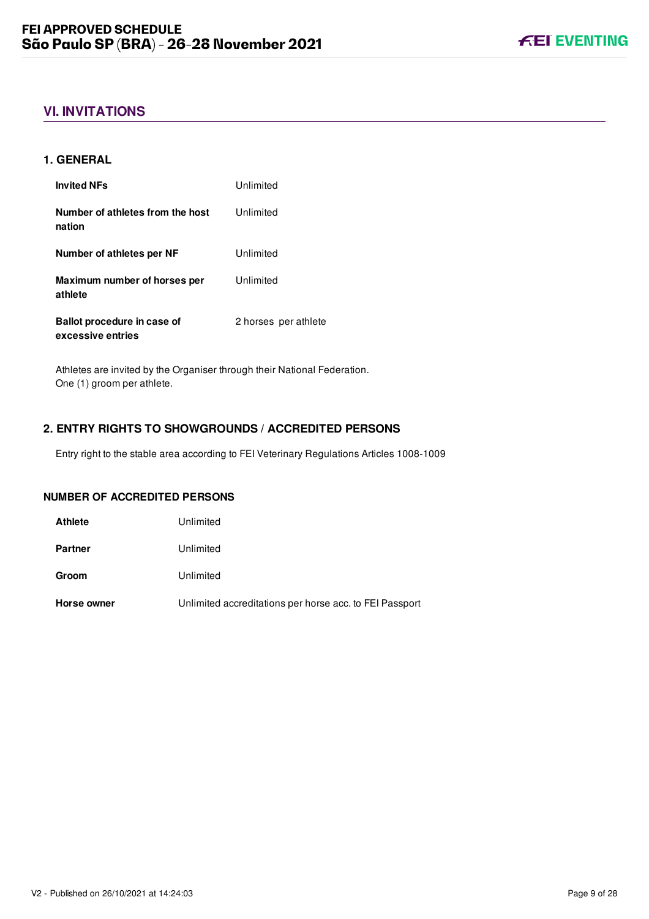## VI. INVITATIONS

### 1. GENERAL

| | |
|---|---|
| **Invited NFs** | Unlimited |
| **Number of athletes from the host nation** | Unlimited |
| **Number of athletes per NF** | Unlimited |
| **Maximum number of horses per athlete** | Unlimited |
| **Ballot procedure in case of excessive entries** | 2 horses per athlete |

Athletes are invited by the Organiser through their National Federation.
One (1) groom per athlete.

### 2. ENTRY RIGHTS TO SHOWGROUNDS / ACCREDITED PERSONS

Entry right to the stable area according to FEI Veterinary Regulations Articles 1008-1009

#### NUMBER OF ACCREDITED PERSONS

| | |
|---|---|
| **Athlete** | Unlimited |
| **Partner** | Unlimited |
| **Groom** | Unlimited |
| **Horse owner** | Unlimited accreditations per horse acc. to FEI Passport |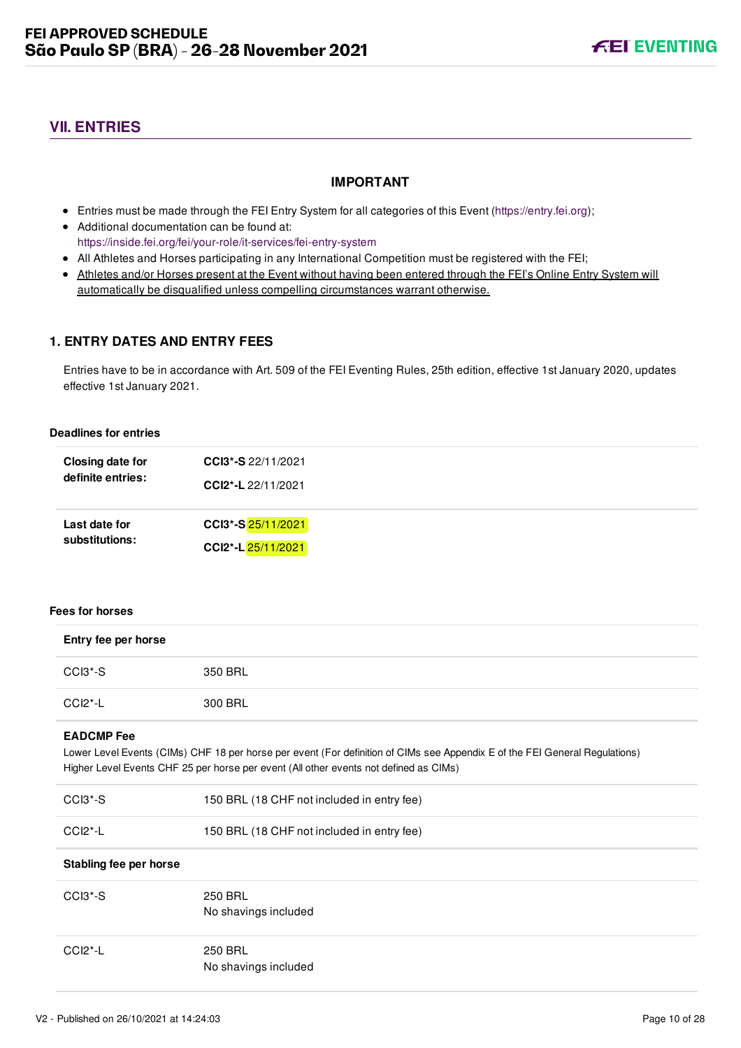## VII. ENTRIES

### IMPORTANT

- Entries must be made through the FEI Entry System for all categories of this Event (https://entry.fei.org);
- Additional documentation can be found at: https://inside.fei.org/fei/your-role/it-services/fei-entry-system
- All Athletes and Horses participating in any International Competition must be registered with the FEI;
- Athletes and/or Horses present at the Event without having been entered through the FEI's Online Entry System will automatically be disqualified unless compelling circumstances warrant otherwise.

### 1. ENTRY DATES AND ENTRY FEES

Entries have to be in accordance with Art. 509 of the FEI Eventing Rules, 25th edition, effective 1st January 2020, updates effective 1st January 2021.

**Deadlines for entries**

| | |
|---|---|
| **Closing date for definite entries:** | **CCI3*-S** 22/11/2021<br>**CCI2*-L** 22/11/2021 |
| **Last date for substitutions:** | **CCI3*-S** 25/11/2021<br>**CCI2*-L** 25/11/2021 |

**Fees for horses**

| **Entry fee per horse** | |
|---|---|
| CCI3*-S | 350 BRL |
| CCI2*-L | 300 BRL |

**EADCMP Fee**

Lower Level Events (CIMs) CHF 18 per horse per event (For definition of CIMs see Appendix E of the FEI General Regulations)
Higher Level Events CHF 25 per horse per event (All other events not defined as CIMs)

| | |
|---|---|
| CCI3*-S | 150 BRL (18 CHF not included in entry fee) |
| CCI2*-L | 150 BRL (18 CHF not included in entry fee) |

| **Stabling fee per horse** | |
|---|---|
| CCI3*-S | 250 BRL<br>No shavings included |
| CCI2*-L | 250 BRL<br>No shavings included |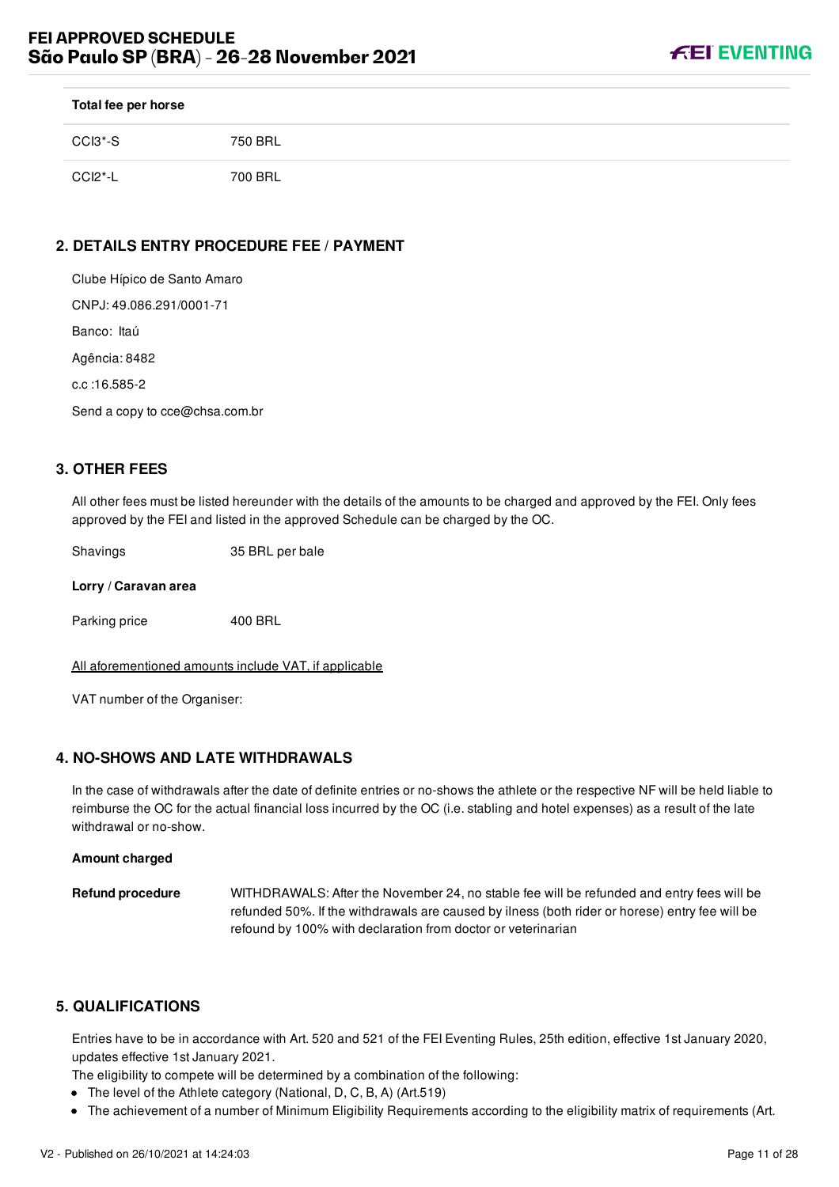| Total fee per horse | |
| --- | --- |
| CCI3*-S | 750 BRL |
| CCI2*-L | 700 BRL |

## 2. DETAILS ENTRY PROCEDURE FEE / PAYMENT

Clube Hípico de Santo Amaro

CNPJ: 49.086.291/0001-71

Banco: Itaú

Agência: 8482

c.c :16.585-2

Send a copy to cce@chsa.com.br

## 3. OTHER FEES

All other fees must be listed hereunder with the details of the amounts to be charged and approved by the FEI. Only fees approved by the FEI and listed in the approved Schedule can be charged by the OC.

| | |
| --- | --- |
| Shavings | 35 BRL per bale |

**Lorry / Caravan area**

| | |
| --- | --- |
| Parking price | 400 BRL |

All aforementioned amounts include VAT, if applicable

VAT number of the Organiser:

## 4. NO-SHOWS AND LATE WITHDRAWALS

In the case of withdrawals after the date of definite entries or no-shows the athlete or the respective NF will be held liable to reimburse the OC for the actual financial loss incurred by the OC (i.e. stabling and hotel expenses) as a result of the late withdrawal or no-show.

**Amount charged**

**Refund procedure** WITHDRAWALS: After the November 24, no stable fee will be refunded and entry fees will be refunded 50%. If the withdrawals are caused by ilness (both rider or horese) entry fee will be refound by 100% with declaration from doctor or veterinarian

## 5. QUALIFICATIONS

Entries have to be in accordance with Art. 520 and 521 of the FEI Eventing Rules, 25th edition, effective 1st January 2020, updates effective 1st January 2021.

The eligibility to compete will be determined by a combination of the following:

- The level of the Athlete category (National, D, C, B, A) (Art.519)
- The achievement of a number of Minimum Eligibility Requirements according to the eligibility matrix of requirements (Art.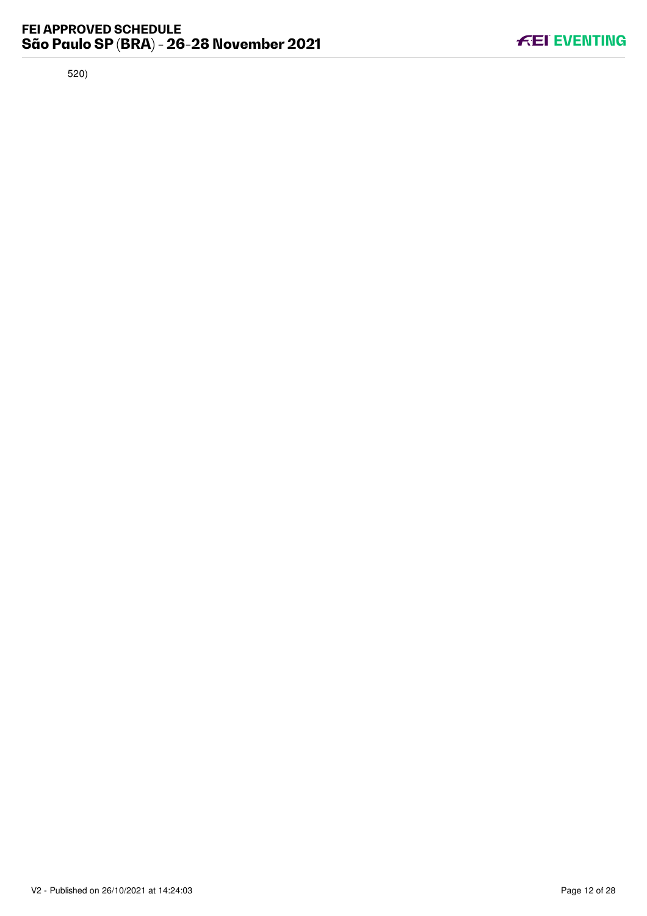520)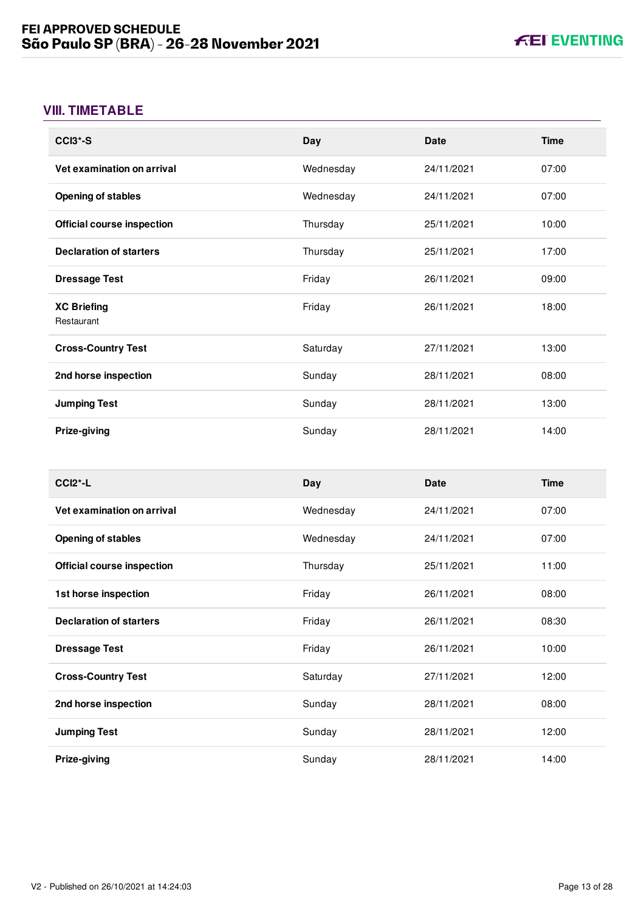## VIII. TIMETABLE

| CCI3*-S | Day | Date | Time |
|---|---|---|---|
| **Vet examination on arrival** | Wednesday | 24/11/2021 | 07:00 |
| **Opening of stables** | Wednesday | 24/11/2021 | 07:00 |
| **Official course inspection** | Thursday | 25/11/2021 | 10:00 |
| **Declaration of starters** | Thursday | 25/11/2021 | 17:00 |
| **Dressage Test** | Friday | 26/11/2021 | 09:00 |
| **XC Briefing** Restaurant | Friday | 26/11/2021 | 18:00 |
| **Cross-Country Test** | Saturday | 27/11/2021 | 13:00 |
| **2nd horse inspection** | Sunday | 28/11/2021 | 08:00 |
| **Jumping Test** | Sunday | 28/11/2021 | 13:00 |
| **Prize-giving** | Sunday | 28/11/2021 | 14:00 |

| CCI2*-L | Day | Date | Time |
|---|---|---|---|
| **Vet examination on arrival** | Wednesday | 24/11/2021 | 07:00 |
| **Opening of stables** | Wednesday | 24/11/2021 | 07:00 |
| **Official course inspection** | Thursday | 25/11/2021 | 11:00 |
| **1st horse inspection** | Friday | 26/11/2021 | 08:00 |
| **Declaration of starters** | Friday | 26/11/2021 | 08:30 |
| **Dressage Test** | Friday | 26/11/2021 | 10:00 |
| **Cross-Country Test** | Saturday | 27/11/2021 | 12:00 |
| **2nd horse inspection** | Sunday | 28/11/2021 | 08:00 |
| **Jumping Test** | Sunday | 28/11/2021 | 12:00 |
| **Prize-giving** | Sunday | 28/11/2021 | 14:00 |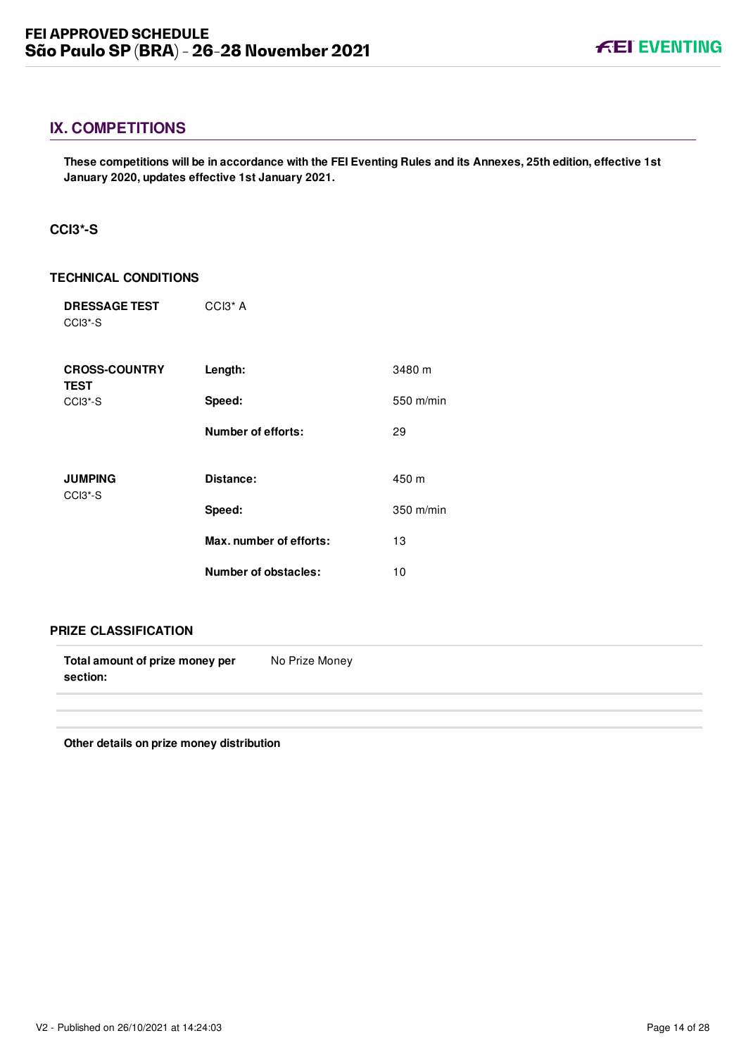## IX. COMPETITIONS

**These competitions will be in accordance with the FEI Eventing Rules and its Annexes, 25th edition, effective 1st January 2020, updates effective 1st January 2021.**

### CCI3*-S

#### TECHNICAL CONDITIONS

| | | |
|---|---|---|
| **DRESSAGE TEST** CCI3*-S | CCI3* A | |
| **CROSS-COUNTRY TEST** CCI3*-S | **Length:** | 3480 m |
| | **Speed:** | 550 m/min |
| | **Number of efforts:** | 29 |
| **JUMPING** CCI3*-S | **Distance:** | 450 m |
| | **Speed:** | 350 m/min |
| | **Max. number of efforts:** | 13 |
| | **Number of obstacles:** | 10 |

#### PRIZE CLASSIFICATION

| | |
|---|---|
| **Total amount of prize money per section:** | No Prize Money |

**Other details on prize money distribution**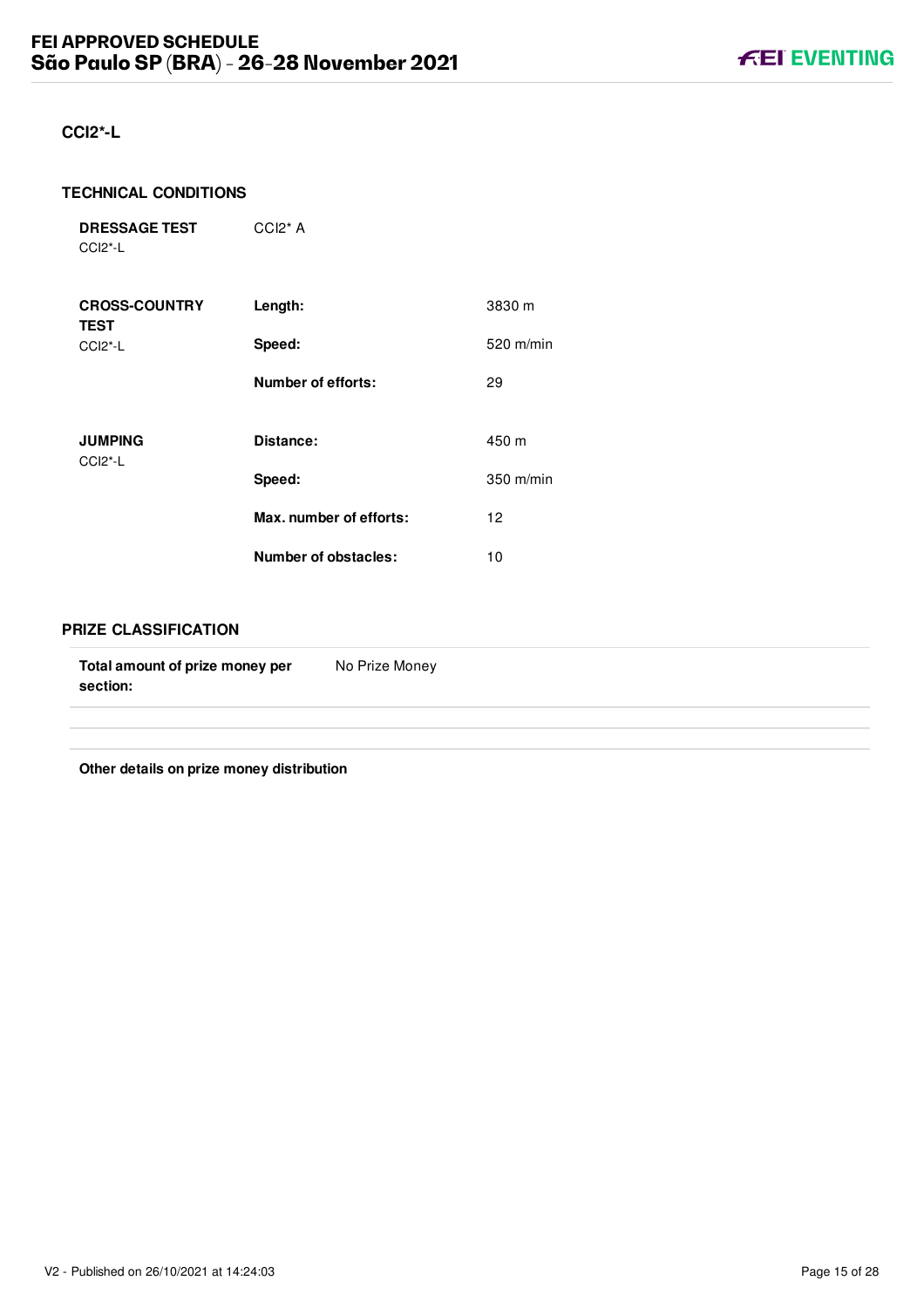## CCI2*-L

### TECHNICAL CONDITIONS

| | | |
|---|---|---|
| **DRESSAGE TEST** CCI2*-L | CCI2* A | |
| **CROSS-COUNTRY TEST** CCI2*-L | **Length:** | 3830 m |
| | **Speed:** | 520 m/min |
| | **Number of efforts:** | 29 |
| **JUMPING** CCI2*-L | **Distance:** | 450 m |
| | **Speed:** | 350 m/min |
| | **Max. number of efforts:** | 12 |
| | **Number of obstacles:** | 10 |

### PRIZE CLASSIFICATION

| | |
|---|---|
| **Total amount of prize money per section:** | No Prize Money |

**Other details on prize money distribution**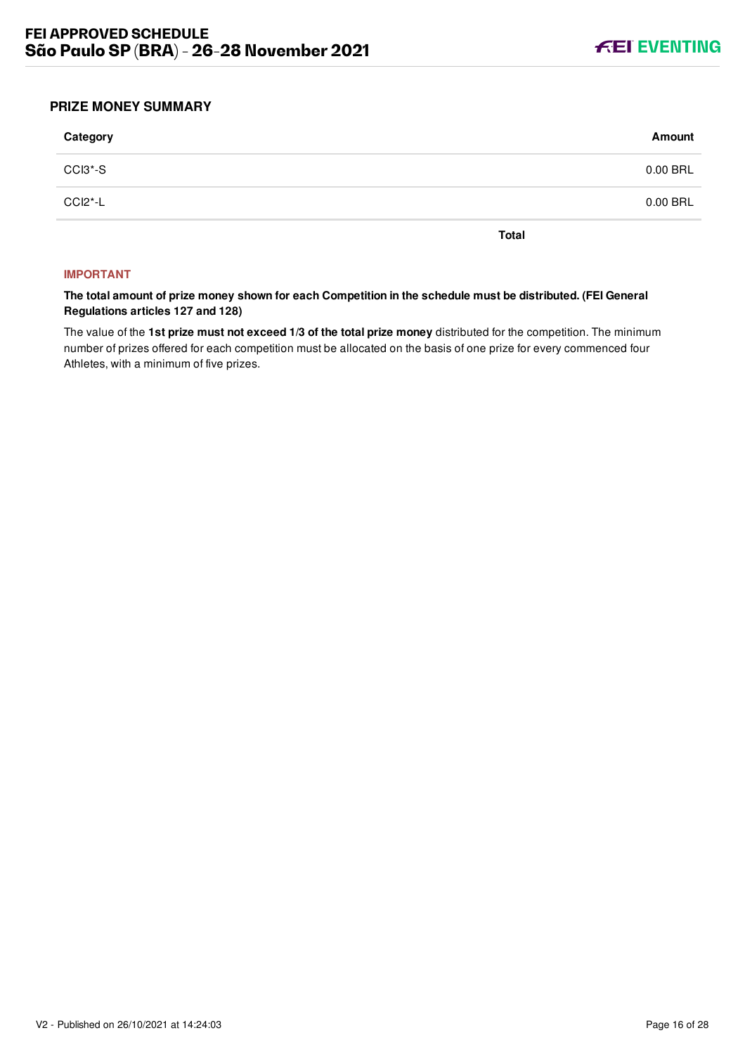## PRIZE MONEY SUMMARY

| Category | Amount |
| --- | --- |
| CCI3*-S | 0.00 BRL |
| CCI2*-L | 0.00 BRL |
| **Total** | |

**IMPORTANT**

**The total amount of prize money shown for each Competition in the schedule must be distributed. (FEI General Regulations articles 127 and 128)**

The value of the **1st prize must not exceed 1/3 of the total prize money** distributed for the competition. The minimum number of prizes offered for each competition must be allocated on the basis of one prize for every commenced four Athletes, with a minimum of five prizes.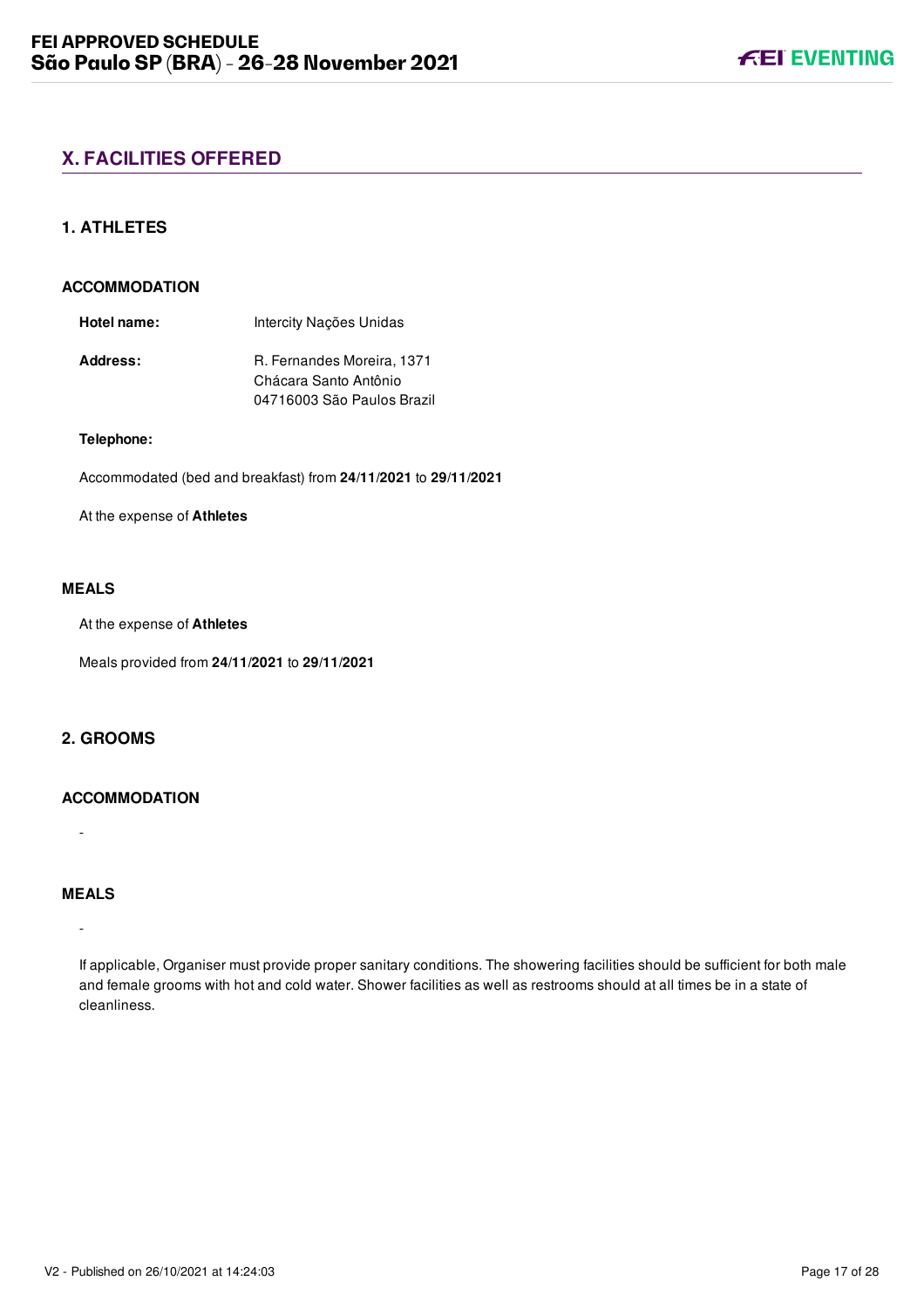## X. FACILITIES OFFERED

### 1. ATHLETES

#### ACCOMMODATION

**Hotel name:** Intercity Nações Unidas

**Address:** R. Fernandes Moreira, 1371
Chácara Santo Antônio
04716003 São Paulos Brazil

**Telephone:**

Accommodated (bed and breakfast) from **24/11/2021** to **29/11/2021**

At the expense of **Athletes**

#### MEALS

At the expense of **Athletes**

Meals provided from **24/11/2021** to **29/11/2021**

### 2. GROOMS

#### ACCOMMODATION

-

#### MEALS

-

If applicable, Organiser must provide proper sanitary conditions. The showering facilities should be sufficient for both male and female grooms with hot and cold water. Shower facilities as well as restrooms should at all times be in a state of cleanliness.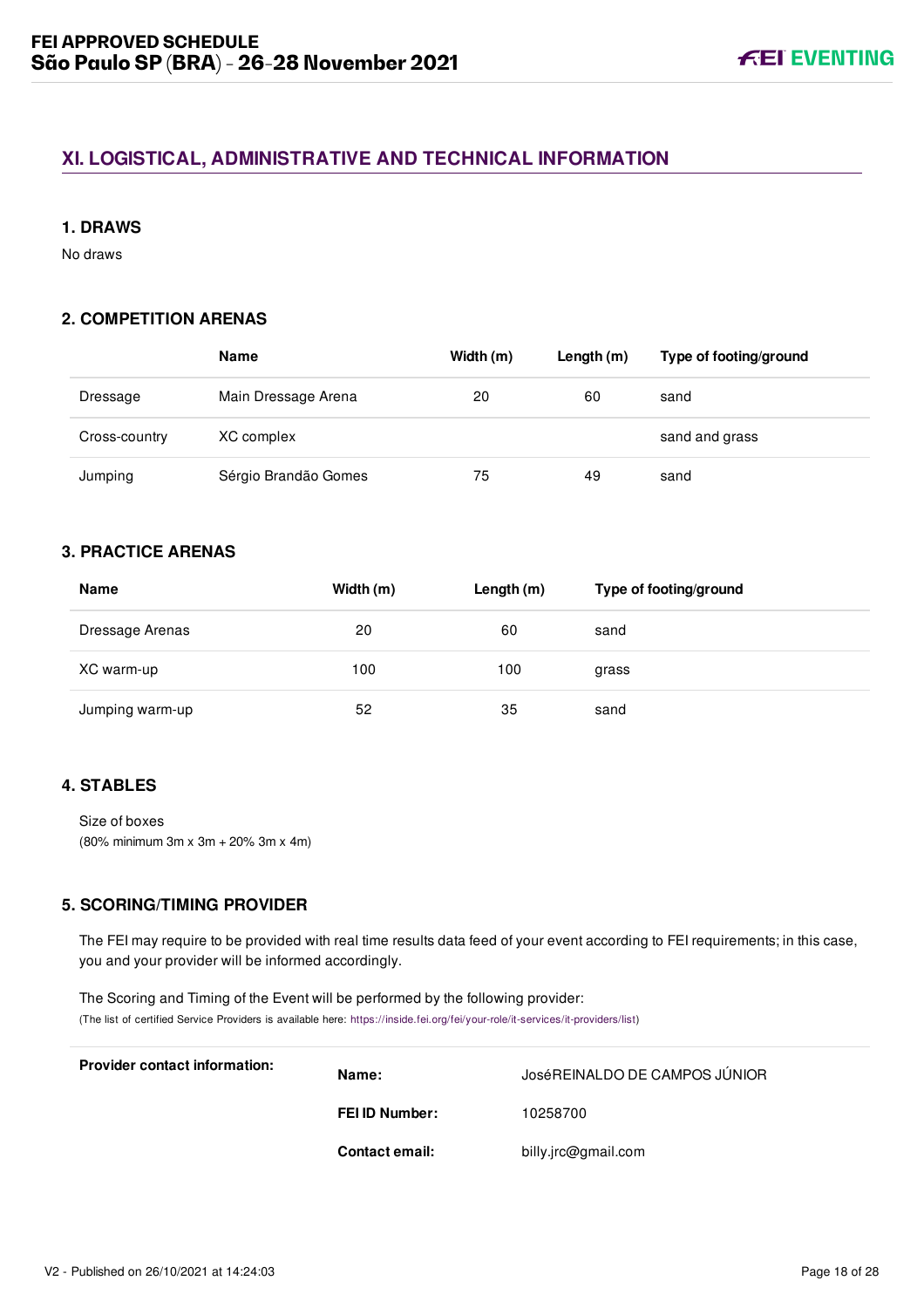## XI. LOGISTICAL, ADMINISTRATIVE AND TECHNICAL INFORMATION

### 1. DRAWS

No draws

### 2. COMPETITION ARENAS

| | Name | Width (m) | Length (m) | Type of footing/ground |
|---|---|---|---|---|
| Dressage | Main Dressage Arena | 20 | 60 | sand |
| Cross-country | XC complex | | | sand and grass |
| Jumping | Sérgio Brandão Gomes | 75 | 49 | sand |

### 3. PRACTICE ARENAS

| Name | Width (m) | Length (m) | Type of footing/ground |
|---|---|---|---|
| Dressage Arenas | 20 | 60 | sand |
| XC warm-up | 100 | 100 | grass |
| Jumping warm-up | 52 | 35 | sand |

### 4. STABLES

Size of boxes
(80% minimum 3m x 3m + 20% 3m x 4m)

### 5. SCORING/TIMING PROVIDER

The FEI may require to be provided with real time results data feed of your event according to FEI requirements; in this case, you and your provider will be informed accordingly.

The Scoring and Timing of the Event will be performed by the following provider:
(The list of certified Service Providers is available here: https://inside.fei.org/fei/your-role/it-services/it-providers/list)

| Provider contact information: | | |
|---|---|---|
| | **Name:** | JoséREINALDO DE CAMPOS JÚNIOR |
| | **FEI ID Number:** | 10258700 |
| | **Contact email:** | billy.jrc@gmail.com |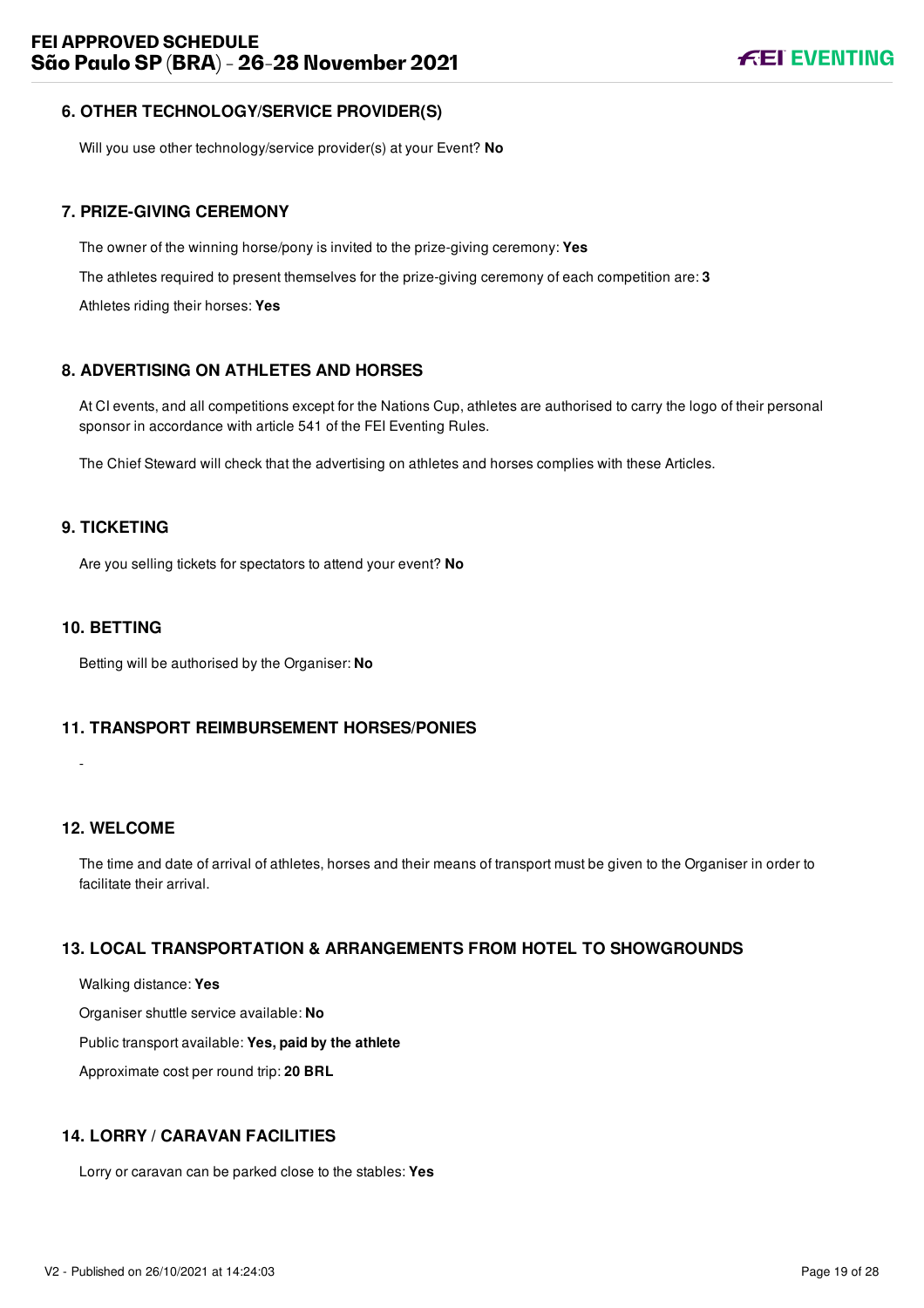## 6. OTHER TECHNOLOGY/SERVICE PROVIDER(S)

Will you use other technology/service provider(s) at your Event? **No**

## 7. PRIZE-GIVING CEREMONY

The owner of the winning horse/pony is invited to the prize-giving ceremony: **Yes**

The athletes required to present themselves for the prize-giving ceremony of each competition are: **3**

Athletes riding their horses: **Yes**

## 8. ADVERTISING ON ATHLETES AND HORSES

At CI events, and all competitions except for the Nations Cup, athletes are authorised to carry the logo of their personal sponsor in accordance with article 541 of the FEI Eventing Rules.

The Chief Steward will check that the advertising on athletes and horses complies with these Articles.

## 9. TICKETING

Are you selling tickets for spectators to attend your event? **No**

## 10. BETTING

Betting will be authorised by the Organiser: **No**

## 11. TRANSPORT REIMBURSEMENT HORSES/PONIES

-

## 12. WELCOME

The time and date of arrival of athletes, horses and their means of transport must be given to the Organiser in order to facilitate their arrival.

## 13. LOCAL TRANSPORTATION & ARRANGEMENTS FROM HOTEL TO SHOWGROUNDS

Walking distance: **Yes**

Organiser shuttle service available: **No**

Public transport available: **Yes, paid by the athlete**

Approximate cost per round trip: **20 BRL**

## 14. LORRY / CARAVAN FACILITIES

Lorry or caravan can be parked close to the stables: **Yes**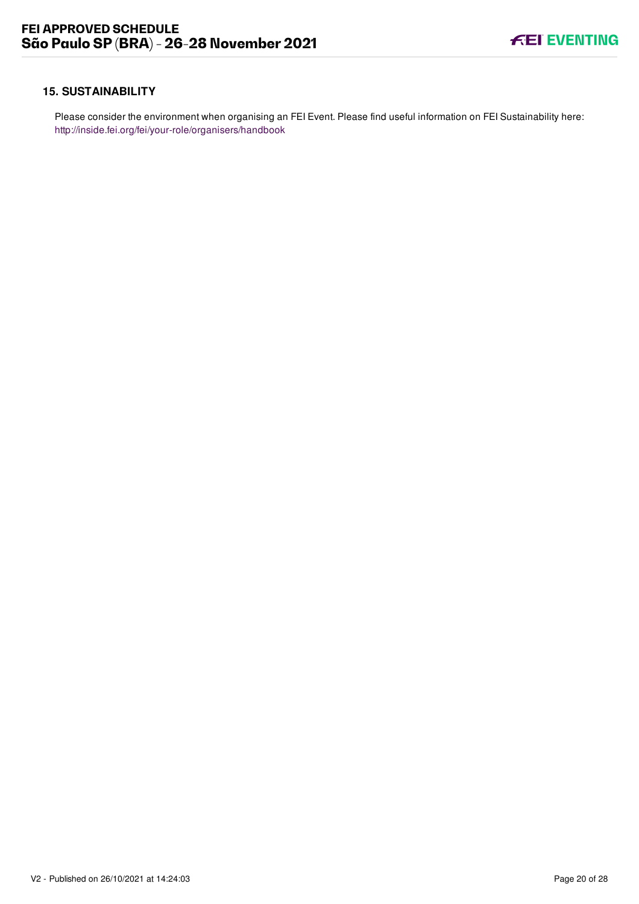### 15. SUSTAINABILITY

Please consider the environment when organising an FEI Event. Please find useful information on FEI Sustainability here: http://inside.fei.org/fei/your-role/organisers/handbook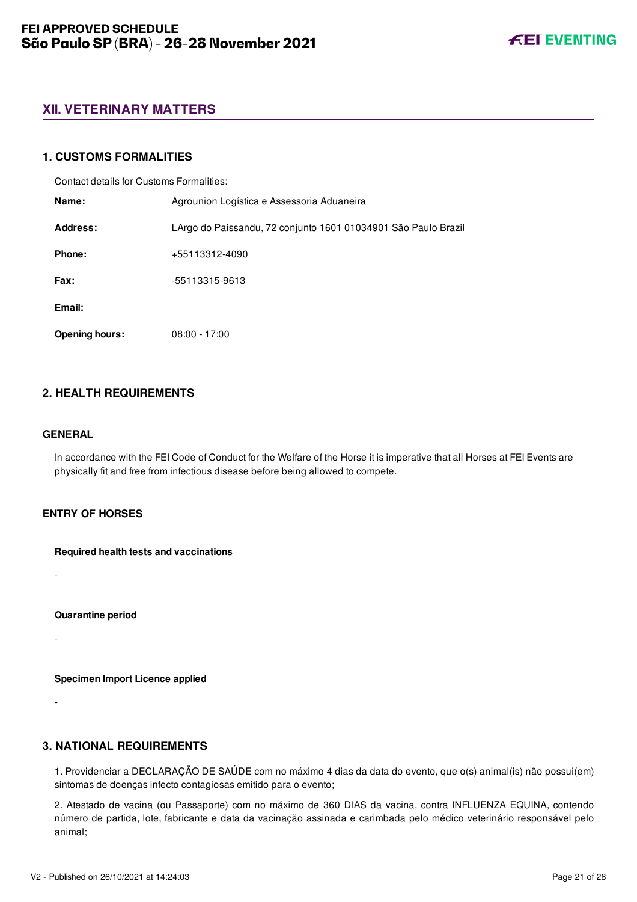## XII. VETERINARY MATTERS

### 1. CUSTOMS FORMALITIES

Contact details for Customs Formalities:

| | |
|---|---|
| **Name:** | Agrounion Logística e Assessoria Aduaneira |
| **Address:** | LArgo do Paissandu, 72 conjunto 1601 01034901 São Paulo Brazil |
| **Phone:** | +55113312-4090 |
| **Fax:** | -55113315-9613 |
| **Email:** | |
| **Opening hours:** | 08:00 - 17:00 |

### 2. HEALTH REQUIREMENTS

#### GENERAL

In accordance with the FEI Code of Conduct for the Welfare of the Horse it is imperative that all Horses at FEI Events are physically fit and free from infectious disease before being allowed to compete.

#### ENTRY OF HORSES

**Required health tests and vaccinations**

-

**Quarantine period**

-

**Specimen Import Licence applied**

-

### 3. NATIONAL REQUIREMENTS

1. Providenciar a DECLARAÇÃO DE SAÚDE com no máximo 4 dias da data do evento, que o(s) animal(is) não possui(em) sintomas de doenças infecto contagiosas emitido para o evento;

2. Atestado de vacina (ou Passaporte) com no máximo de 360 DIAS da vacina, contra INFLUENZA EQUINA, contendo número de partida, lote, fabricante e data da vacinação assinada e carimbada pelo médico veterinário responsável pelo animal;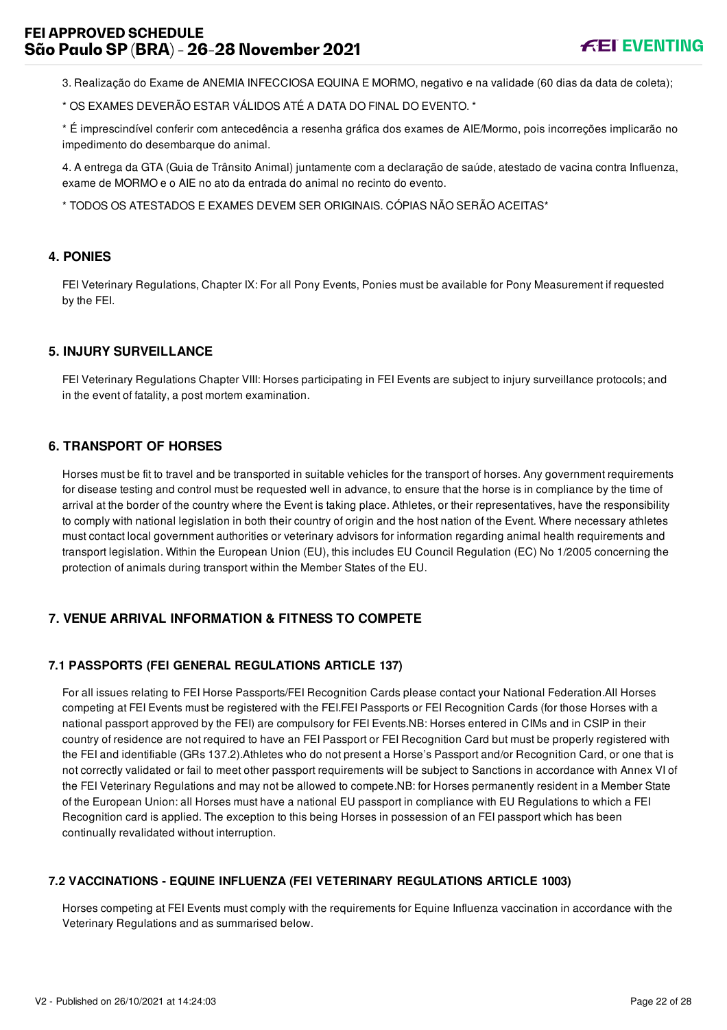3. Realização do Exame de ANEMIA INFECCIOSA EQUINA E MORMO, negativo e na validade (60 dias da data de coleta);

* OS EXAMES DEVERÃO ESTAR VÁLIDOS ATÉ A DATA DO FINAL DO EVENTO. *

* É imprescindível conferir com antecedência a resenha gráfica dos exames de AIE/Mormo, pois incorreções implicarão no impedimento do desembarque do animal.

4. A entrega da GTA (Guia de Trânsito Animal) juntamente com a declaração de saúde, atestado de vacina contra Influenza, exame de MORMO e o AIE no ato da entrada do animal no recinto do evento.

* TODOS OS ATESTADOS E EXAMES DEVEM SER ORIGINAIS. CÓPIAS NÃO SERÃO ACEITAS*

## 4. PONIES

FEI Veterinary Regulations, Chapter IX: For all Pony Events, Ponies must be available for Pony Measurement if requested by the FEI.

## 5. INJURY SURVEILLANCE

FEI Veterinary Regulations Chapter VIII: Horses participating in FEI Events are subject to injury surveillance protocols; and in the event of fatality, a post mortem examination.

## 6. TRANSPORT OF HORSES

Horses must be fit to travel and be transported in suitable vehicles for the transport of horses. Any government requirements for disease testing and control must be requested well in advance, to ensure that the horse is in compliance by the time of arrival at the border of the country where the Event is taking place. Athletes, or their representatives, have the responsibility to comply with national legislation in both their country of origin and the host nation of the Event. Where necessary athletes must contact local government authorities or veterinary advisors for information regarding animal health requirements and transport legislation. Within the European Union (EU), this includes EU Council Regulation (EC) No 1/2005 concerning the protection of animals during transport within the Member States of the EU.

## 7. VENUE ARRIVAL INFORMATION & FITNESS TO COMPETE

### 7.1 PASSPORTS (FEI GENERAL REGULATIONS ARTICLE 137)

For all issues relating to FEI Horse Passports/FEI Recognition Cards please contact your National Federation.All Horses competing at FEI Events must be registered with the FEI.FEI Passports or FEI Recognition Cards (for those Horses with a national passport approved by the FEI) are compulsory for FEI Events.NB: Horses entered in CIMs and in CSIP in their country of residence are not required to have an FEI Passport or FEI Recognition Card but must be properly registered with the FEI and identifiable (GRs 137.2).Athletes who do not present a Horse's Passport and/or Recognition Card, or one that is not correctly validated or fail to meet other passport requirements will be subject to Sanctions in accordance with Annex VI of the FEI Veterinary Regulations and may not be allowed to compete.NB: for Horses permanently resident in a Member State of the European Union: all Horses must have a national EU passport in compliance with EU Regulations to which a FEI Recognition card is applied. The exception to this being Horses in possession of an FEI passport which has been continually revalidated without interruption.

### 7.2 VACCINATIONS - EQUINE INFLUENZA (FEI VETERINARY REGULATIONS ARTICLE 1003)

Horses competing at FEI Events must comply with the requirements for Equine Influenza vaccination in accordance with the Veterinary Regulations and as summarised below.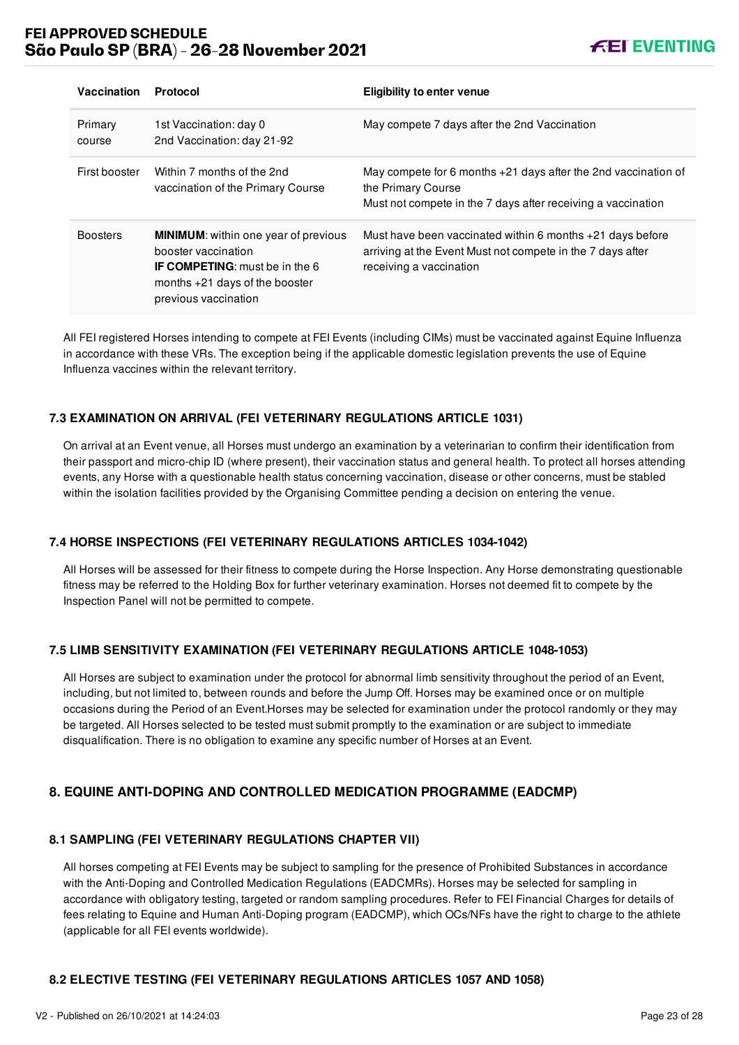| Vaccination | Protocol | Eligibility to enter venue |
| --- | --- | --- |
| Primary course | 1st Vaccination: day 0<br>2nd Vaccination: day 21-92 | May compete 7 days after the 2nd Vaccination |
| First booster | Within 7 months of the 2nd vaccination of the Primary Course | May compete for 6 months +21 days after the 2nd vaccination of the Primary Course<br>Must not compete in the 7 days after receiving a vaccination |
| Boosters | **MINIMUM**: within one year of previous booster vaccination<br>**IF COMPETING**: must be in the 6 months +21 days of the booster previous vaccination | Must have been vaccinated within 6 months +21 days before arriving at the Event Must not compete in the 7 days after receiving a vaccination |

All FEI registered Horses intending to compete at FEI Events (including CIMs) must be vaccinated against Equine Influenza in accordance with these VRs. The exception being if the applicable domestic legislation prevents the use of Equine Influenza vaccines within the relevant territory.

### 7.3 EXAMINATION ON ARRIVAL (FEI VETERINARY REGULATIONS ARTICLE 1031)

On arrival at an Event venue, all Horses must undergo an examination by a veterinarian to confirm their identification from their passport and micro-chip ID (where present), their vaccination status and general health. To protect all horses attending events, any Horse with a questionable health status concerning vaccination, disease or other concerns, must be stabled within the isolation facilities provided by the Organising Committee pending a decision on entering the venue.

### 7.4 HORSE INSPECTIONS (FEI VETERINARY REGULATIONS ARTICLES 1034-1042)

All Horses will be assessed for their fitness to compete during the Horse Inspection. Any Horse demonstrating questionable fitness may be referred to the Holding Box for further veterinary examination. Horses not deemed fit to compete by the Inspection Panel will not be permitted to compete.

### 7.5 LIMB SENSITIVITY EXAMINATION (FEI VETERINARY REGULATIONS ARTICLE 1048-1053)

All Horses are subject to examination under the protocol for abnormal limb sensitivity throughout the period of an Event, including, but not limited to, between rounds and before the Jump Off. Horses may be examined once or on multiple occasions during the Period of an Event.Horses may be selected for examination under the protocol randomly or they may be targeted. All Horses selected to be tested must submit promptly to the examination or are subject to immediate disqualification. There is no obligation to examine any specific number of Horses at an Event.

## 8. EQUINE ANTI-DOPING AND CONTROLLED MEDICATION PROGRAMME (EADCMP)

### 8.1 SAMPLING (FEI VETERINARY REGULATIONS CHAPTER VII)

All horses competing at FEI Events may be subject to sampling for the presence of Prohibited Substances in accordance with the Anti-Doping and Controlled Medication Regulations (EADCMRs). Horses may be selected for sampling in accordance with obligatory testing, targeted or random sampling procedures. Refer to FEI Financial Charges for details of fees relating to Equine and Human Anti-Doping program (EADCMP), which OCs/NFs have the right to charge to the athlete (applicable for all FEI events worldwide).

### 8.2 ELECTIVE TESTING (FEI VETERINARY REGULATIONS ARTICLES 1057 AND 1058)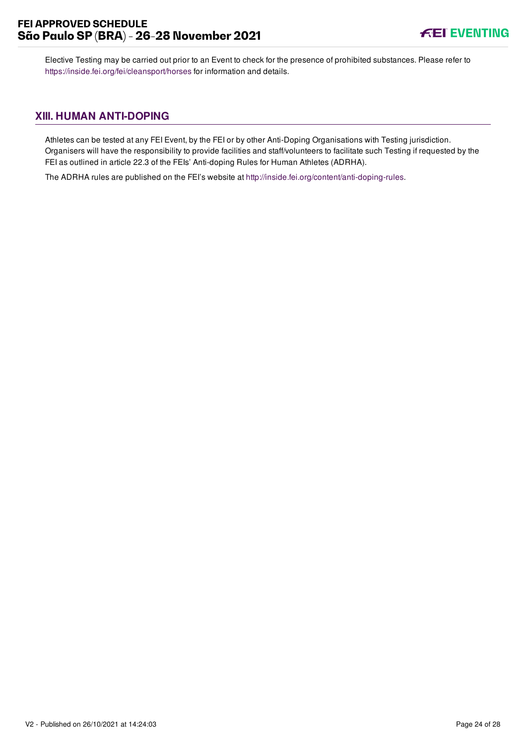Elective Testing may be carried out prior to an Event to check for the presence of prohibited substances. Please refer to https://inside.fei.org/fei/cleansport/horses for information and details.

## XIII. HUMAN ANTI-DOPING

Athletes can be tested at any FEI Event, by the FEI or by other Anti-Doping Organisations with Testing jurisdiction. Organisers will have the responsibility to provide facilities and staff/volunteers to facilitate such Testing if requested by the FEI as outlined in article 22.3 of the FEIs' Anti-doping Rules for Human Athletes (ADRHA).

The ADRHA rules are published on the FEI's website at http://inside.fei.org/content/anti-doping-rules.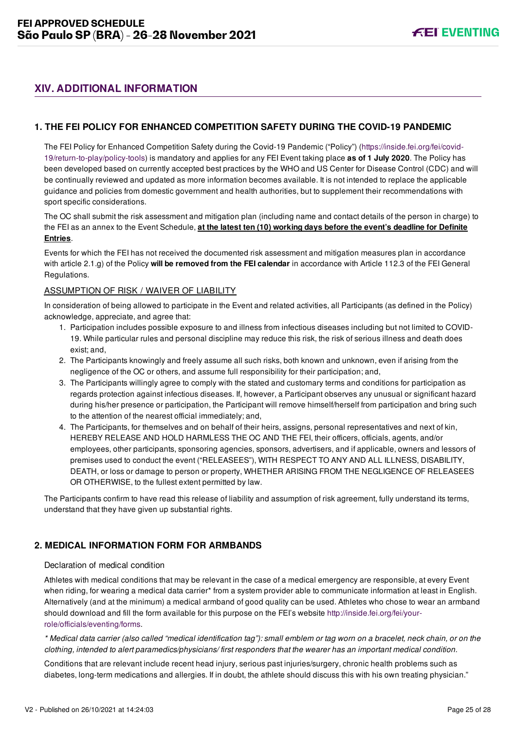## XIV. ADDITIONAL INFORMATION

### 1. THE FEI POLICY FOR ENHANCED COMPETITION SAFETY DURING THE COVID-19 PANDEMIC

The FEI Policy for Enhanced Competition Safety during the Covid-19 Pandemic ("Policy") (https://inside.fei.org/fei/covid-19/return-to-play/policy-tools) is mandatory and applies for any FEI Event taking place **as of 1 July 2020**. The Policy has been developed based on currently accepted best practices by the WHO and US Center for Disease Control (CDC) and will be continually reviewed and updated as more information becomes available. It is not intended to replace the applicable guidance and policies from domestic government and health authorities, but to supplement their recommendations with sport specific considerations.

The OC shall submit the risk assessment and mitigation plan (including name and contact details of the person in charge) to the FEI as an annex to the Event Schedule, **at the latest ten (10) working days before the event's deadline for Definite Entries**.

Events for which the FEI has not received the documented risk assessment and mitigation measures plan in accordance with article 2.1.g) of the Policy **will be removed from the FEI calendar** in accordance with Article 112.3 of the FEI General Regulations.

ASSUMPTION OF RISK / WAIVER OF LIABILITY

In consideration of being allowed to participate in the Event and related activities, all Participants (as defined in the Policy) acknowledge, appreciate, and agree that:

1. Participation includes possible exposure to and illness from infectious diseases including but not limited to COVID-19. While particular rules and personal discipline may reduce this risk, the risk of serious illness and death does exist; and,
2. The Participants knowingly and freely assume all such risks, both known and unknown, even if arising from the negligence of the OC or others, and assume full responsibility for their participation; and,
3. The Participants willingly agree to comply with the stated and customary terms and conditions for participation as regards protection against infectious diseases. If, however, a Participant observes any unusual or significant hazard during his/her presence or participation, the Participant will remove himself/herself from participation and bring such to the attention of the nearest official immediately; and,
4. The Participants, for themselves and on behalf of their heirs, assigns, personal representatives and next of kin, HEREBY RELEASE AND HOLD HARMLESS THE OC AND THE FEI, their officers, officials, agents, and/or employees, other participants, sponsoring agencies, sponsors, advertisers, and if applicable, owners and lessors of premises used to conduct the event ("RELEASEES"), WITH RESPECT TO ANY AND ALL ILLNESS, DISABILITY, DEATH, or loss or damage to person or property, WHETHER ARISING FROM THE NEGLIGENCE OF RELEASEES OR OTHERWISE, to the fullest extent permitted by law.

The Participants confirm to have read this release of liability and assumption of risk agreement, fully understand its terms, understand that they have given up substantial rights.

### 2. MEDICAL INFORMATION FORM FOR ARMBANDS

Declaration of medical condition

Athletes with medical conditions that may be relevant in the case of a medical emergency are responsible, at every Event when riding, for wearing a medical data carrier* from a system provider able to communicate information at least in English. Alternatively (and at the minimum) a medical armband of good quality can be used. Athletes who chose to wear an armband should download and fill the form available for this purpose on the FEI's website http://inside.fei.org/fei/your-role/officials/eventing/forms.

*\* Medical data carrier (also called "medical identification tag"): small emblem or tag worn on a bracelet, neck chain, or on the clothing, intended to alert paramedics/physicians/ first responders that the wearer has an important medical condition.*

Conditions that are relevant include recent head injury, serious past injuries/surgery, chronic health problems such as diabetes, long-term medications and allergies. If in doubt, the athlete should discuss this with his own treating physician."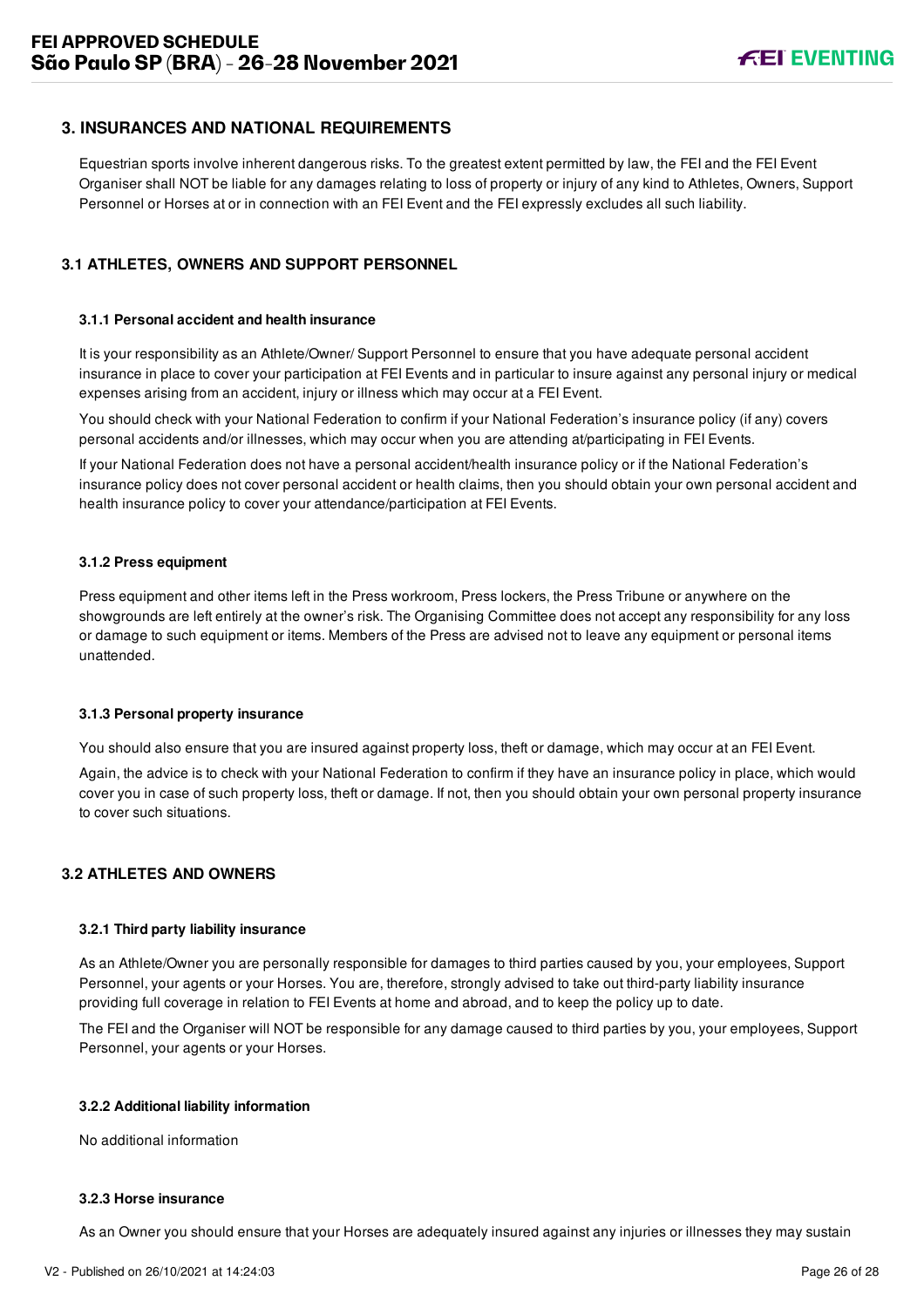## 3. INSURANCES AND NATIONAL REQUIREMENTS

Equestrian sports involve inherent dangerous risks. To the greatest extent permitted by law, the FEI and the FEI Event Organiser shall NOT be liable for any damages relating to loss of property or injury of any kind to Athletes, Owners, Support Personnel or Horses at or in connection with an FEI Event and the FEI expressly excludes all such liability.

### 3.1 ATHLETES, OWNERS AND SUPPORT PERSONNEL

#### 3.1.1 Personal accident and health insurance

It is your responsibility as an Athlete/Owner/ Support Personnel to ensure that you have adequate personal accident insurance in place to cover your participation at FEI Events and in particular to insure against any personal injury or medical expenses arising from an accident, injury or illness which may occur at a FEI Event.

You should check with your National Federation to confirm if your National Federation's insurance policy (if any) covers personal accidents and/or illnesses, which may occur when you are attending at/participating in FEI Events.

If your National Federation does not have a personal accident/health insurance policy or if the National Federation's insurance policy does not cover personal accident or health claims, then you should obtain your own personal accident and health insurance policy to cover your attendance/participation at FEI Events.

#### 3.1.2 Press equipment

Press equipment and other items left in the Press workroom, Press lockers, the Press Tribune or anywhere on the showgrounds are left entirely at the owner's risk. The Organising Committee does not accept any responsibility for any loss or damage to such equipment or items. Members of the Press are advised not to leave any equipment or personal items unattended.

#### 3.1.3 Personal property insurance

You should also ensure that you are insured against property loss, theft or damage, which may occur at an FEI Event.

Again, the advice is to check with your National Federation to confirm if they have an insurance policy in place, which would cover you in case of such property loss, theft or damage. If not, then you should obtain your own personal property insurance to cover such situations.

### 3.2 ATHLETES AND OWNERS

#### 3.2.1 Third party liability insurance

As an Athlete/Owner you are personally responsible for damages to third parties caused by you, your employees, Support Personnel, your agents or your Horses. You are, therefore, strongly advised to take out third-party liability insurance providing full coverage in relation to FEI Events at home and abroad, and to keep the policy up to date.

The FEI and the Organiser will NOT be responsible for any damage caused to third parties by you, your employees, Support Personnel, your agents or your Horses.

#### 3.2.2 Additional liability information

No additional information

#### 3.2.3 Horse insurance

As an Owner you should ensure that your Horses are adequately insured against any injuries or illnesses they may sustain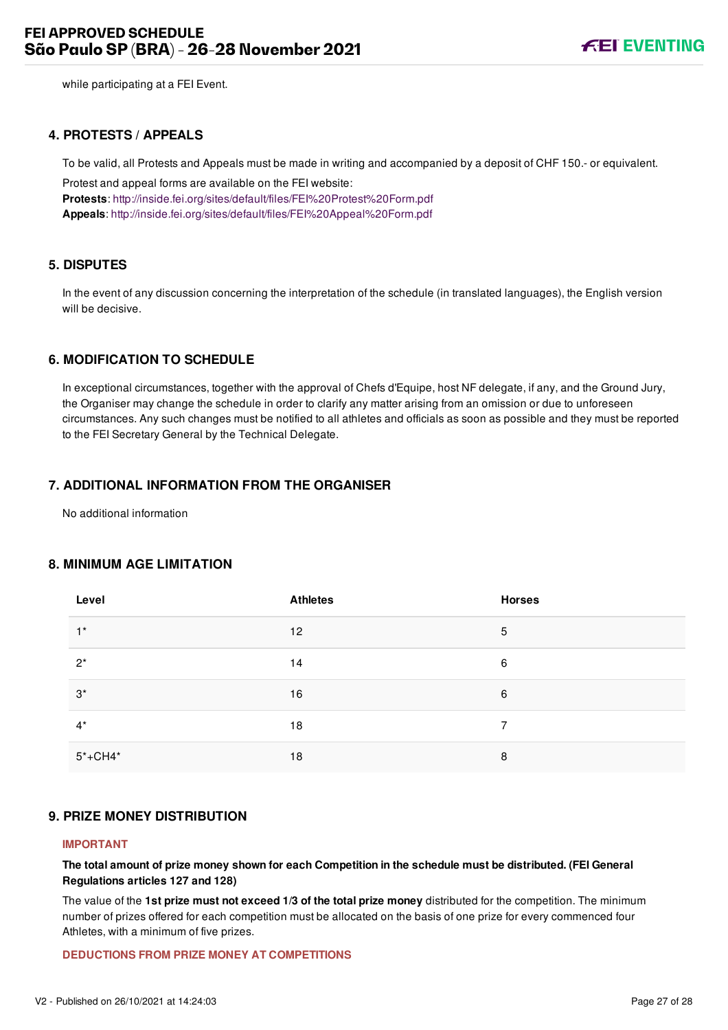while participating at a FEI Event.

## 4. PROTESTS / APPEALS

To be valid, all Protests and Appeals must be made in writing and accompanied by a deposit of CHF 150.- or equivalent.

Protest and appeal forms are available on the FEI website:
**Protests**: http://inside.fei.org/sites/default/files/FEI%20Protest%20Form.pdf
**Appeals**: http://inside.fei.org/sites/default/files/FEI%20Appeal%20Form.pdf

## 5. DISPUTES

In the event of any discussion concerning the interpretation of the schedule (in translated languages), the English version will be decisive.

## 6. MODIFICATION TO SCHEDULE

In exceptional circumstances, together with the approval of Chefs d'Equipe, host NF delegate, if any, and the Ground Jury, the Organiser may change the schedule in order to clarify any matter arising from an omission or due to unforeseen circumstances. Any such changes must be notified to all athletes and officials as soon as possible and they must be reported to the FEI Secretary General by the Technical Delegate.

## 7. ADDITIONAL INFORMATION FROM THE ORGANISER

No additional information

## 8. MINIMUM AGE LIMITATION

| Level | Athletes | Horses |
|---|---|---|
| 1* | 12 | 5 |
| 2* | 14 | 6 |
| 3* | 16 | 6 |
| 4* | 18 | 7 |
| 5*+CH4* | 18 | 8 |

## 9. PRIZE MONEY DISTRIBUTION

**IMPORTANT**

**The total amount of prize money shown for each Competition in the schedule must be distributed. (FEI General Regulations articles 127 and 128)**

The value of the **1st prize must not exceed 1/3 of the total prize money** distributed for the competition. The minimum number of prizes offered for each competition must be allocated on the basis of one prize for every commenced four Athletes, with a minimum of five prizes.

**DEDUCTIONS FROM PRIZE MONEY AT COMPETITIONS**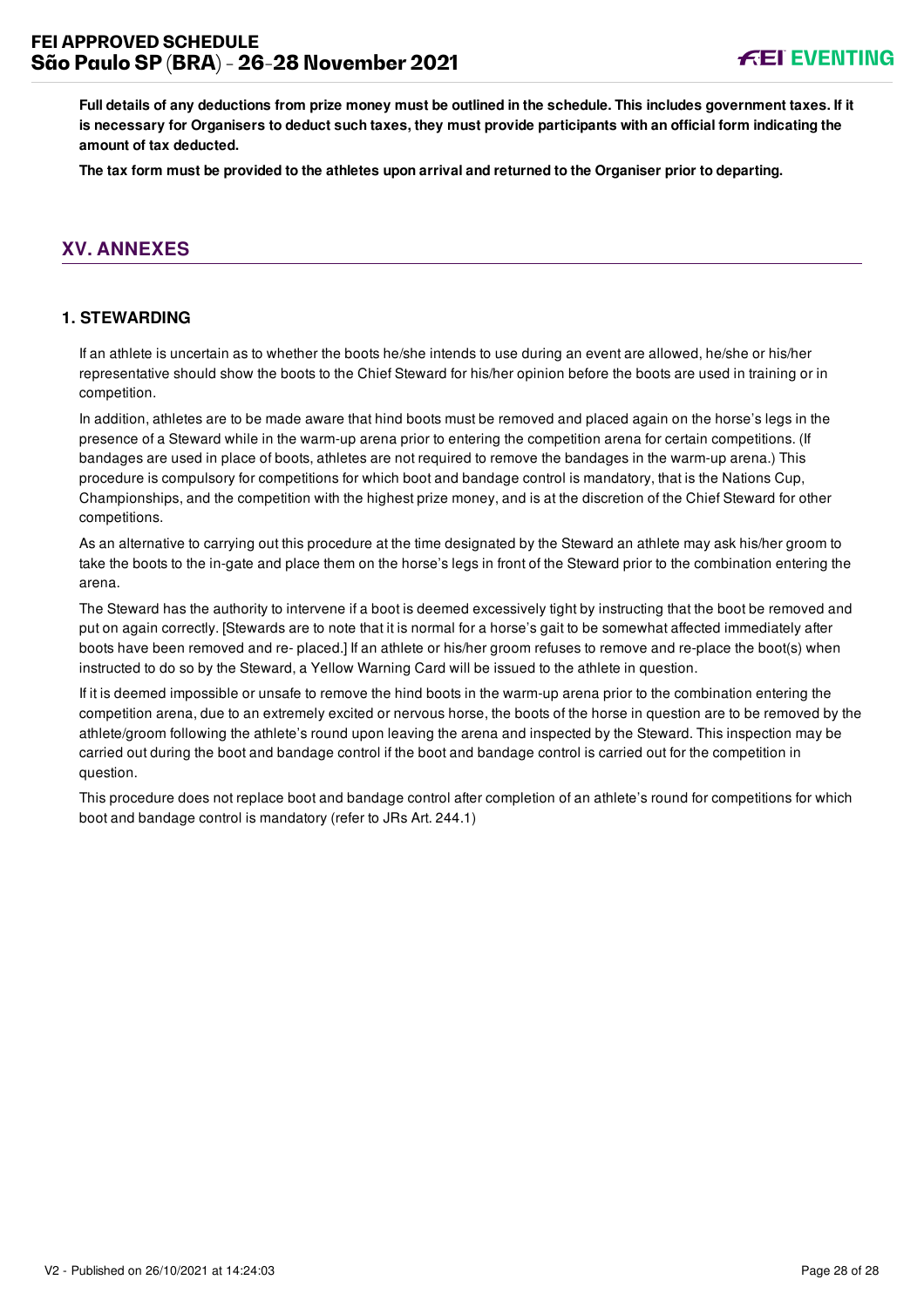**Full details of any deductions from prize money must be outlined in the schedule. This includes government taxes. If it is necessary for Organisers to deduct such taxes, they must provide participants with an official form indicating the amount of tax deducted.**

**The tax form must be provided to the athletes upon arrival and returned to the Organiser prior to departing.**

## XV. ANNEXES

### 1. STEWARDING

If an athlete is uncertain as to whether the boots he/she intends to use during an event are allowed, he/she or his/her representative should show the boots to the Chief Steward for his/her opinion before the boots are used in training or in competition.

In addition, athletes are to be made aware that hind boots must be removed and placed again on the horse's legs in the presence of a Steward while in the warm-up arena prior to entering the competition arena for certain competitions. (If bandages are used in place of boots, athletes are not required to remove the bandages in the warm-up arena.) This procedure is compulsory for competitions for which boot and bandage control is mandatory, that is the Nations Cup, Championships, and the competition with the highest prize money, and is at the discretion of the Chief Steward for other competitions.

As an alternative to carrying out this procedure at the time designated by the Steward an athlete may ask his/her groom to take the boots to the in-gate and place them on the horse's legs in front of the Steward prior to the combination entering the arena.

The Steward has the authority to intervene if a boot is deemed excessively tight by instructing that the boot be removed and put on again correctly. [Stewards are to note that it is normal for a horse's gait to be somewhat affected immediately after boots have been removed and re- placed.] If an athlete or his/her groom refuses to remove and re-place the boot(s) when instructed to do so by the Steward, a Yellow Warning Card will be issued to the athlete in question.

If it is deemed impossible or unsafe to remove the hind boots in the warm-up arena prior to the combination entering the competition arena, due to an extremely excited or nervous horse, the boots of the horse in question are to be removed by the athlete/groom following the athlete's round upon leaving the arena and inspected by the Steward. This inspection may be carried out during the boot and bandage control if the boot and bandage control is carried out for the competition in question.

This procedure does not replace boot and bandage control after completion of an athlete's round for competitions for which boot and bandage control is mandatory (refer to JRs Art. 244.1)